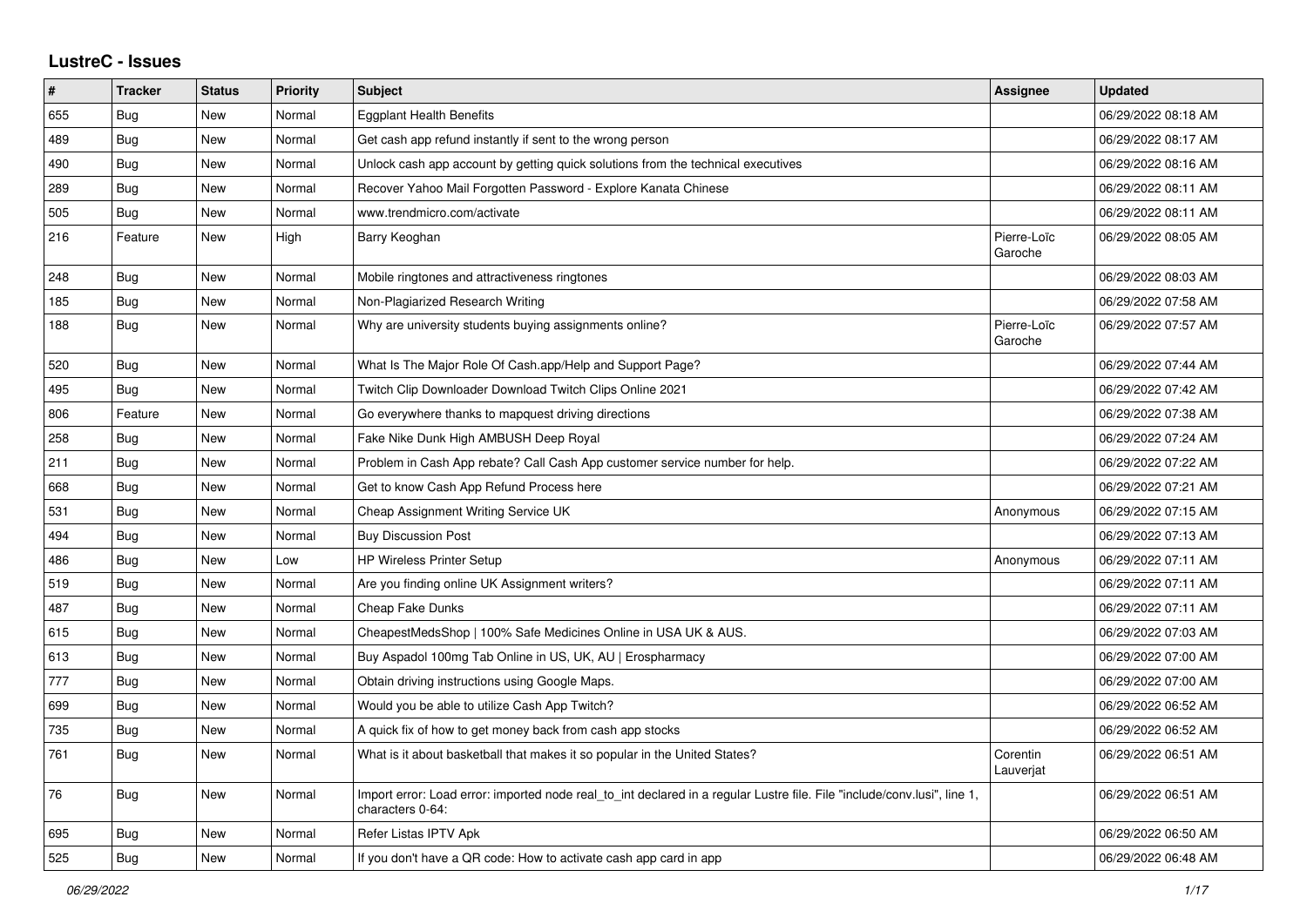# LustreC - Issues

| # | Tracker | Status | Priority | Subject | Assignee | Updated |
|---|---|---|---|---|---|---|
| 655 | Bug | New | Normal | Eggplant Health Benefits | | 06/29/2022 08:18 AM |
| 489 | Bug | New | Normal | Get cash app refund instantly if sent to the wrong person | | 06/29/2022 08:17 AM |
| 490 | Bug | New | Normal | Unlock cash app account by getting quick solutions from the technical executives | | 06/29/2022 08:16 AM |
| 289 | Bug | New | Normal | Recover Yahoo Mail Forgotten Password - Explore Kanata Chinese | | 06/29/2022 08:11 AM |
| 505 | Bug | New | Normal | www.trendmicro.com/activate | | 06/29/2022 08:11 AM |
| 216 | Feature | New | High | Barry Keoghan | Pierre-Loïc Garoche | 06/29/2022 08:05 AM |
| 248 | Bug | New | Normal | Mobile ringtones and attractiveness ringtones | | 06/29/2022 08:03 AM |
| 185 | Bug | New | Normal | Non-Plagiarized Research Writing | | 06/29/2022 07:58 AM |
| 188 | Bug | New | Normal | Why are university students buying assignments online? | Pierre-Loïc Garoche | 06/29/2022 07:57 AM |
| 520 | Bug | New | Normal | What Is The Major Role Of Cash.app/Help and Support Page? | | 06/29/2022 07:44 AM |
| 495 | Bug | New | Normal | Twitch Clip Downloader Download Twitch Clips Online 2021 | | 06/29/2022 07:42 AM |
| 806 | Feature | New | Normal | Go everywhere thanks to mapquest driving directions | | 06/29/2022 07:38 AM |
| 258 | Bug | New | Normal | Fake Nike Dunk High AMBUSH Deep Royal | | 06/29/2022 07:24 AM |
| 211 | Bug | New | Normal | Problem in Cash App rebate? Call Cash App customer service number for help. | | 06/29/2022 07:22 AM |
| 668 | Bug | New | Normal | Get to know Cash App Refund Process here | | 06/29/2022 07:21 AM |
| 531 | Bug | New | Normal | Cheap Assignment Writing Service UK | Anonymous | 06/29/2022 07:15 AM |
| 494 | Bug | New | Normal | Buy Discussion Post | | 06/29/2022 07:13 AM |
| 486 | Bug | New | Low | HP Wireless Printer Setup | Anonymous | 06/29/2022 07:11 AM |
| 519 | Bug | New | Normal | Are you finding online UK Assignment writers? | | 06/29/2022 07:11 AM |
| 487 | Bug | New | Normal | Cheap Fake Dunks | | 06/29/2022 07:11 AM |
| 615 | Bug | New | Normal | CheapestMedsShop \| 100% Safe Medicines Online in USA UK & AUS. | | 06/29/2022 07:03 AM |
| 613 | Bug | New | Normal | Buy Aspadol 100mg Tab Online in US, UK, AU \| Erospharmacy | | 06/29/2022 07:00 AM |
| 777 | Bug | New | Normal | Obtain driving instructions using Google Maps. | | 06/29/2022 07:00 AM |
| 699 | Bug | New | Normal | Would you be able to utilize Cash App Twitch? | | 06/29/2022 06:52 AM |
| 735 | Bug | New | Normal | A quick fix of how to get money back from cash app stocks | | 06/29/2022 06:52 AM |
| 761 | Bug | New | Normal | What is it about basketball that makes it so popular in the United States? | Corentin Lauverjat | 06/29/2022 06:51 AM |
| 76 | Bug | New | Normal | Import error: Load error: imported node real_to_int declared in a regular Lustre file. File "include/conv.lusi", line 1, characters 0-64: | | 06/29/2022 06:51 AM |
| 695 | Bug | New | Normal | Refer Listas IPTV Apk | | 06/29/2022 06:50 AM |
| 525 | Bug | New | Normal | If you don't have a QR code: How to activate cash app card in app | | 06/29/2022 06:48 AM |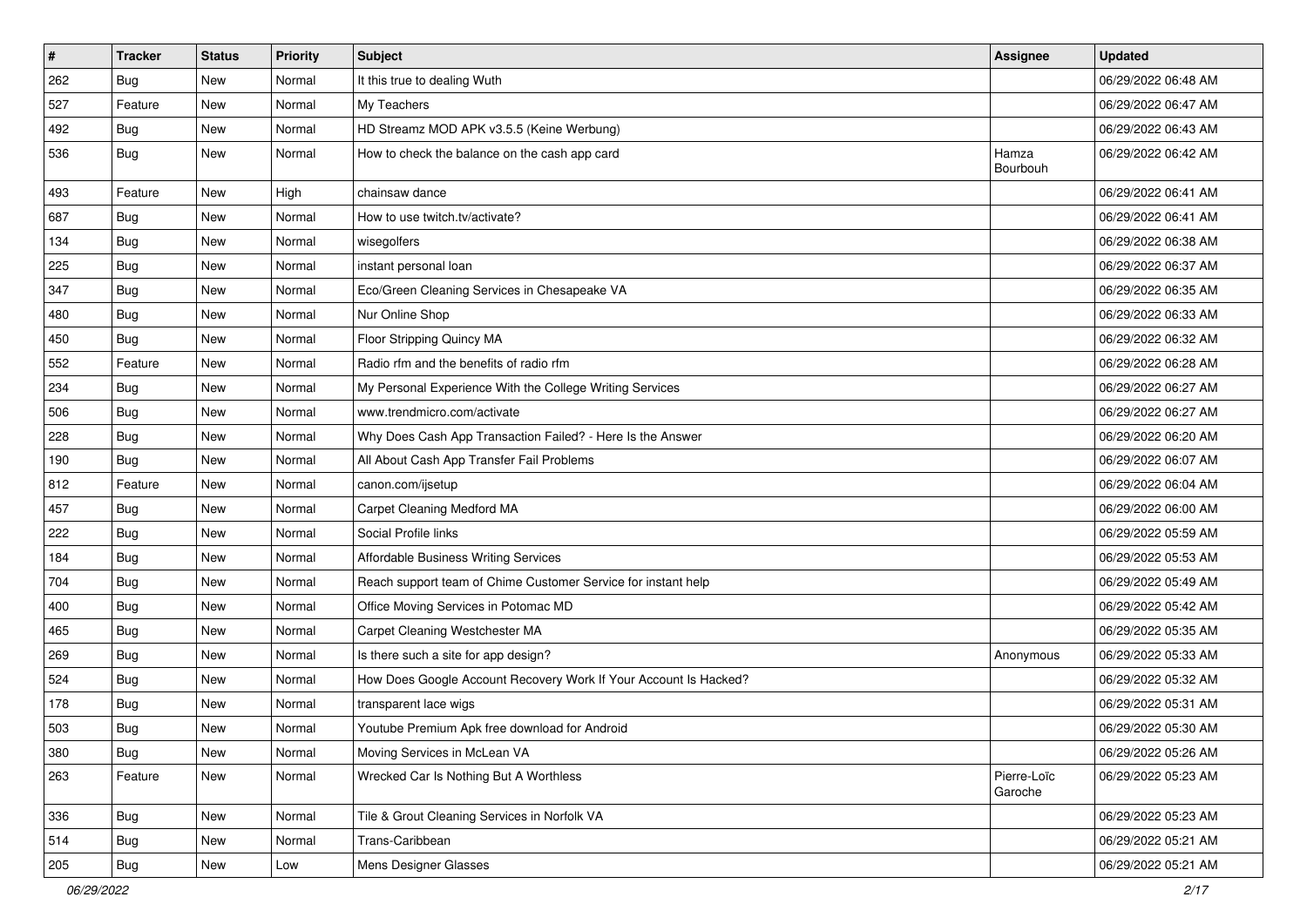| # | Tracker | Status | Priority | Subject | Assignee | Updated |
|---|---|---|---|---|---|---|
| 262 | Bug | New | Normal | It this true to dealing Wuth | | 06/29/2022 06:48 AM |
| 527 | Feature | New | Normal | My Teachers | | 06/29/2022 06:47 AM |
| 492 | Bug | New | Normal | HD Streamz MOD APK v3.5.5 (Keine Werbung) | | 06/29/2022 06:43 AM |
| 536 | Bug | New | Normal | How to check the balance on the cash app card | Hamza Bourbouh | 06/29/2022 06:42 AM |
| 493 | Feature | New | High | chainsaw dance | | 06/29/2022 06:41 AM |
| 687 | Bug | New | Normal | How to use twitch.tv/activate? | | 06/29/2022 06:41 AM |
| 134 | Bug | New | Normal | wisegolfers | | 06/29/2022 06:38 AM |
| 225 | Bug | New | Normal | instant personal loan | | 06/29/2022 06:37 AM |
| 347 | Bug | New | Normal | Eco/Green Cleaning Services in Chesapeake VA | | 06/29/2022 06:35 AM |
| 480 | Bug | New | Normal | Nur Online Shop | | 06/29/2022 06:33 AM |
| 450 | Bug | New | Normal | Floor Stripping Quincy MA | | 06/29/2022 06:32 AM |
| 552 | Feature | New | Normal | Radio rfm and the benefits of radio rfm | | 06/29/2022 06:28 AM |
| 234 | Bug | New | Normal | My Personal Experience With the College Writing Services | | 06/29/2022 06:27 AM |
| 506 | Bug | New | Normal | www.trendmicro.com/activate | | 06/29/2022 06:27 AM |
| 228 | Bug | New | Normal | Why Does Cash App Transaction Failed? - Here Is the Answer | | 06/29/2022 06:20 AM |
| 190 | Bug | New | Normal | All About Cash App Transfer Fail Problems | | 06/29/2022 06:07 AM |
| 812 | Feature | New | Normal | canon.com/ijsetup | | 06/29/2022 06:04 AM |
| 457 | Bug | New | Normal | Carpet Cleaning Medford MA | | 06/29/2022 06:00 AM |
| 222 | Bug | New | Normal | Social Profile links | | 06/29/2022 05:59 AM |
| 184 | Bug | New | Normal | Affordable Business Writing Services | | 06/29/2022 05:53 AM |
| 704 | Bug | New | Normal | Reach support team of Chime Customer Service for instant help | | 06/29/2022 05:49 AM |
| 400 | Bug | New | Normal | Office Moving Services in Potomac MD | | 06/29/2022 05:42 AM |
| 465 | Bug | New | Normal | Carpet Cleaning Westchester MA | | 06/29/2022 05:35 AM |
| 269 | Bug | New | Normal | Is there such a site for app design? | Anonymous | 06/29/2022 05:33 AM |
| 524 | Bug | New | Normal | How Does Google Account Recovery Work If Your Account Is Hacked? | | 06/29/2022 05:32 AM |
| 178 | Bug | New | Normal | transparent lace wigs | | 06/29/2022 05:31 AM |
| 503 | Bug | New | Normal | Youtube Premium Apk free download for Android | | 06/29/2022 05:30 AM |
| 380 | Bug | New | Normal | Moving Services in McLean VA | | 06/29/2022 05:26 AM |
| 263 | Feature | New | Normal | Wrecked Car Is Nothing But A Worthless | Pierre-Loïc Garoche | 06/29/2022 05:23 AM |
| 336 | Bug | New | Normal | Tile & Grout Cleaning Services in Norfolk VA | | 06/29/2022 05:23 AM |
| 514 | Bug | New | Normal | Trans-Caribbean | | 06/29/2022 05:21 AM |
| 205 | Bug | New | Low | Mens Designer Glasses | | 06/29/2022 05:21 AM |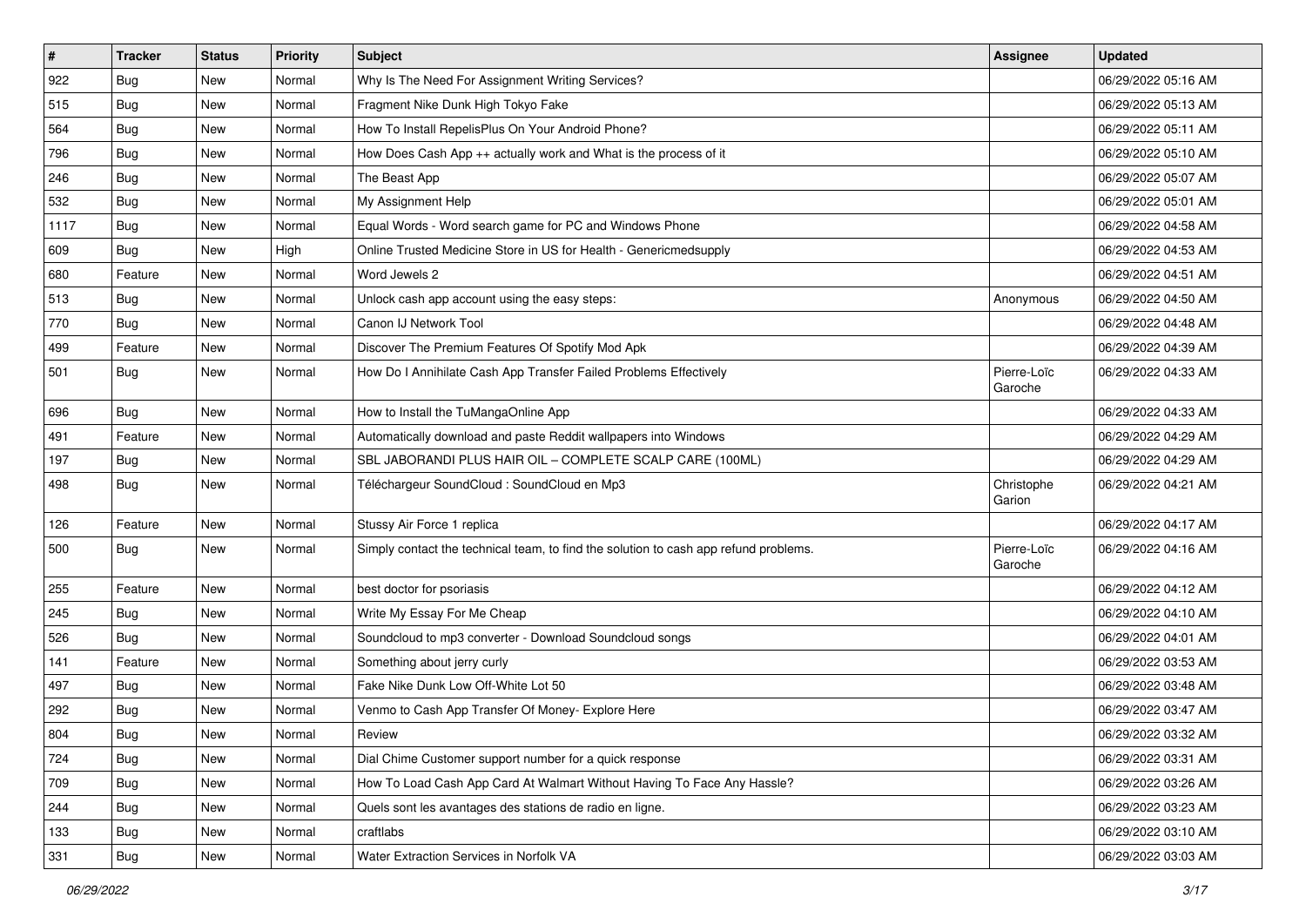| # | Tracker | Status | Priority | Subject | Assignee | Updated |
|---|---|---|---|---|---|---|
| 922 | Bug | New | Normal | Why Is The Need For Assignment Writing Services? | | 06/29/2022 05:16 AM |
| 515 | Bug | New | Normal | Fragment Nike Dunk High Tokyo Fake | | 06/29/2022 05:13 AM |
| 564 | Bug | New | Normal | How To Install RepelisPlus On Your Android Phone? | | 06/29/2022 05:11 AM |
| 796 | Bug | New | Normal | How Does Cash App ++ actually work and What is the process of it | | 06/29/2022 05:10 AM |
| 246 | Bug | New | Normal | The Beast App | | 06/29/2022 05:07 AM |
| 532 | Bug | New | Normal | My Assignment Help | | 06/29/2022 05:01 AM |
| 1117 | Bug | New | Normal | Equal Words - Word search game for PC and Windows Phone | | 06/29/2022 04:58 AM |
| 609 | Bug | New | High | Online Trusted Medicine Store in US for Health - Genericmedsupply | | 06/29/2022 04:53 AM |
| 680 | Feature | New | Normal | Word Jewels 2 | | 06/29/2022 04:51 AM |
| 513 | Bug | New | Normal | Unlock cash app account using the easy steps: | Anonymous | 06/29/2022 04:50 AM |
| 770 | Bug | New | Normal | Canon IJ Network Tool | | 06/29/2022 04:48 AM |
| 499 | Feature | New | Normal | Discover The Premium Features Of Spotify Mod Apk | | 06/29/2022 04:39 AM |
| 501 | Bug | New | Normal | How Do I Annihilate Cash App Transfer Failed Problems Effectively | Pierre-Loïc Garoche | 06/29/2022 04:33 AM |
| 696 | Bug | New | Normal | How to Install the TuMangaOnline App | | 06/29/2022 04:33 AM |
| 491 | Feature | New | Normal | Automatically download and paste Reddit wallpapers into Windows | | 06/29/2022 04:29 AM |
| 197 | Bug | New | Normal | SBL JABORANDI PLUS HAIR OIL – COMPLETE SCALP CARE (100ML) | | 06/29/2022 04:29 AM |
| 498 | Bug | New | Normal | Téléchargeur SoundCloud : SoundCloud en Mp3 | Christophe Garion | 06/29/2022 04:21 AM |
| 126 | Feature | New | Normal | Stussy Air Force 1 replica | | 06/29/2022 04:17 AM |
| 500 | Bug | New | Normal | Simply contact the technical team, to find the solution to cash app refund problems. | Pierre-Loïc Garoche | 06/29/2022 04:16 AM |
| 255 | Feature | New | Normal | best doctor for psoriasis | | 06/29/2022 04:12 AM |
| 245 | Bug | New | Normal | Write My Essay For Me Cheap | | 06/29/2022 04:10 AM |
| 526 | Bug | New | Normal | Soundcloud to mp3 converter - Download Soundcloud songs | | 06/29/2022 04:01 AM |
| 141 | Feature | New | Normal | Something about jerry curly | | 06/29/2022 03:53 AM |
| 497 | Bug | New | Normal | Fake Nike Dunk Low Off-White Lot 50 | | 06/29/2022 03:48 AM |
| 292 | Bug | New | Normal | Venmo to Cash App Transfer Of Money- Explore Here | | 06/29/2022 03:47 AM |
| 804 | Bug | New | Normal | Review | | 06/29/2022 03:32 AM |
| 724 | Bug | New | Normal | Dial Chime Customer support number for a quick response | | 06/29/2022 03:31 AM |
| 709 | Bug | New | Normal | How To Load Cash App Card At Walmart Without Having To Face Any Hassle? | | 06/29/2022 03:26 AM |
| 244 | Bug | New | Normal | Quels sont les avantages des stations de radio en ligne. | | 06/29/2022 03:23 AM |
| 133 | Bug | New | Normal | craftlabs | | 06/29/2022 03:10 AM |
| 331 | Bug | New | Normal | Water Extraction Services in Norfolk VA | | 06/29/2022 03:03 AM |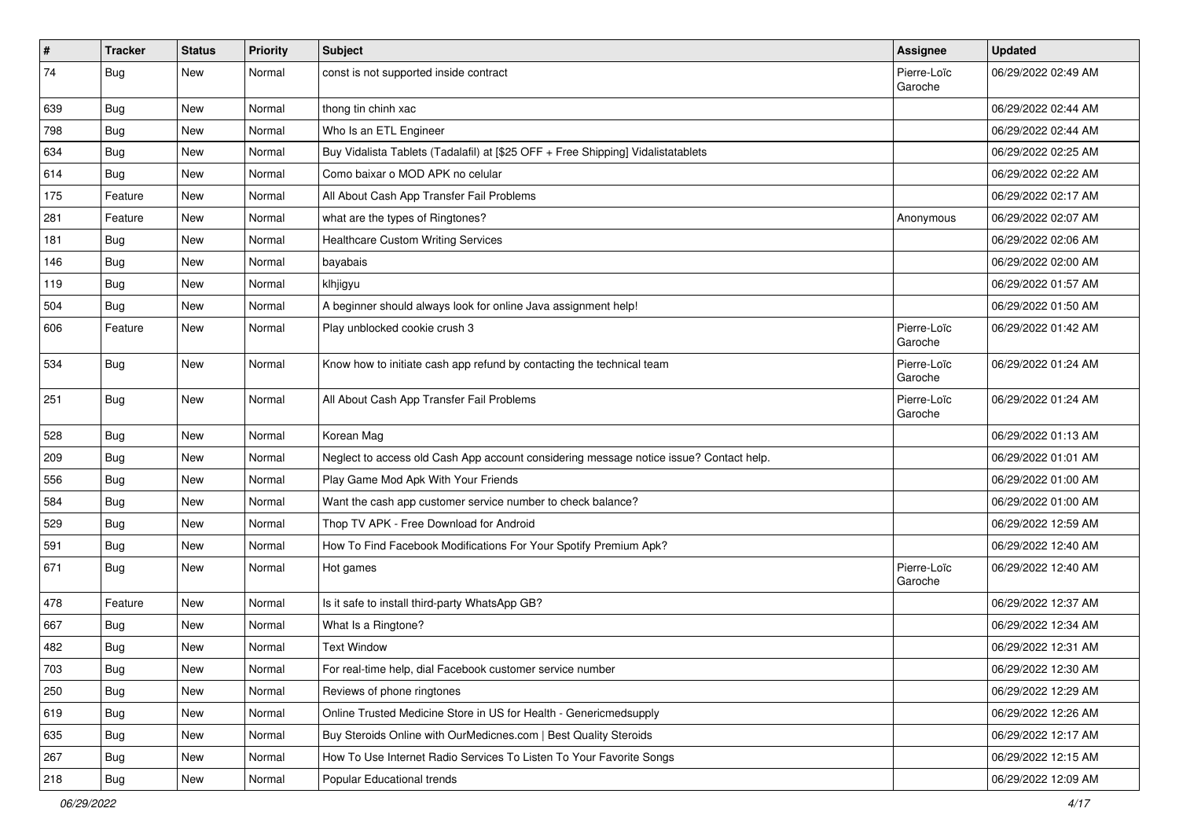| # | Tracker | Status | Priority | Subject | Assignee | Updated |
|---|---|---|---|---|---|---|
| 74 | Bug | New | Normal | const is not supported inside contract | Pierre-Loïc Garoche | 06/29/2022 02:49 AM |
| 639 | Bug | New | Normal | thong tin chinh xac | | 06/29/2022 02:44 AM |
| 798 | Bug | New | Normal | Who Is an ETL Engineer | | 06/29/2022 02:44 AM |
| 634 | Bug | New | Normal | Buy Vidalista Tablets (Tadalafil) at [$25 OFF + Free Shipping] Vidalistatablets | | 06/29/2022 02:25 AM |
| 614 | Bug | New | Normal | Como baixar o MOD APK no celular | | 06/29/2022 02:22 AM |
| 175 | Feature | New | Normal | All About Cash App Transfer Fail Problems | | 06/29/2022 02:17 AM |
| 281 | Feature | New | Normal | what are the types of Ringtones? | Anonymous | 06/29/2022 02:07 AM |
| 181 | Bug | New | Normal | Healthcare Custom Writing Services | | 06/29/2022 02:06 AM |
| 146 | Bug | New | Normal | bayabais | | 06/29/2022 02:00 AM |
| 119 | Bug | New | Normal | klhjigyu | | 06/29/2022 01:57 AM |
| 504 | Bug | New | Normal | A beginner should always look for online Java assignment help! | | 06/29/2022 01:50 AM |
| 606 | Feature | New | Normal | Play unblocked cookie crush 3 | Pierre-Loïc Garoche | 06/29/2022 01:42 AM |
| 534 | Bug | New | Normal | Know how to initiate cash app refund by contacting the technical team | Pierre-Loïc Garoche | 06/29/2022 01:24 AM |
| 251 | Bug | New | Normal | All About Cash App Transfer Fail Problems | Pierre-Loïc Garoche | 06/29/2022 01:24 AM |
| 528 | Bug | New | Normal | Korean Mag | | 06/29/2022 01:13 AM |
| 209 | Bug | New | Normal | Neglect to access old Cash App account considering message notice issue? Contact help. | | 06/29/2022 01:01 AM |
| 556 | Bug | New | Normal | Play Game Mod Apk With Your Friends | | 06/29/2022 01:00 AM |
| 584 | Bug | New | Normal | Want the cash app customer service number to check balance? | | 06/29/2022 01:00 AM |
| 529 | Bug | New | Normal | Thop TV APK - Free Download for Android | | 06/29/2022 12:59 AM |
| 591 | Bug | New | Normal | How To Find Facebook Modifications For Your Spotify Premium Apk? | | 06/29/2022 12:40 AM |
| 671 | Bug | New | Normal | Hot games | Pierre-Loïc Garoche | 06/29/2022 12:40 AM |
| 478 | Feature | New | Normal | Is it safe to install third-party WhatsApp GB? | | 06/29/2022 12:37 AM |
| 667 | Bug | New | Normal | What Is a Ringtone? | | 06/29/2022 12:34 AM |
| 482 | Bug | New | Normal | Text Window | | 06/29/2022 12:31 AM |
| 703 | Bug | New | Normal | For real-time help, dial Facebook customer service number | | 06/29/2022 12:30 AM |
| 250 | Bug | New | Normal | Reviews of phone ringtones | | 06/29/2022 12:29 AM |
| 619 | Bug | New | Normal | Online Trusted Medicine Store in US for Health - Genericmedsupply | | 06/29/2022 12:26 AM |
| 635 | Bug | New | Normal | Buy Steroids Online with OurMedicnes.com \| Best Quality Steroids | | 06/29/2022 12:17 AM |
| 267 | Bug | New | Normal | How To Use Internet Radio Services To Listen To Your Favorite Songs | | 06/29/2022 12:15 AM |
| 218 | Bug | New | Normal | Popular Educational trends | | 06/29/2022 12:09 AM |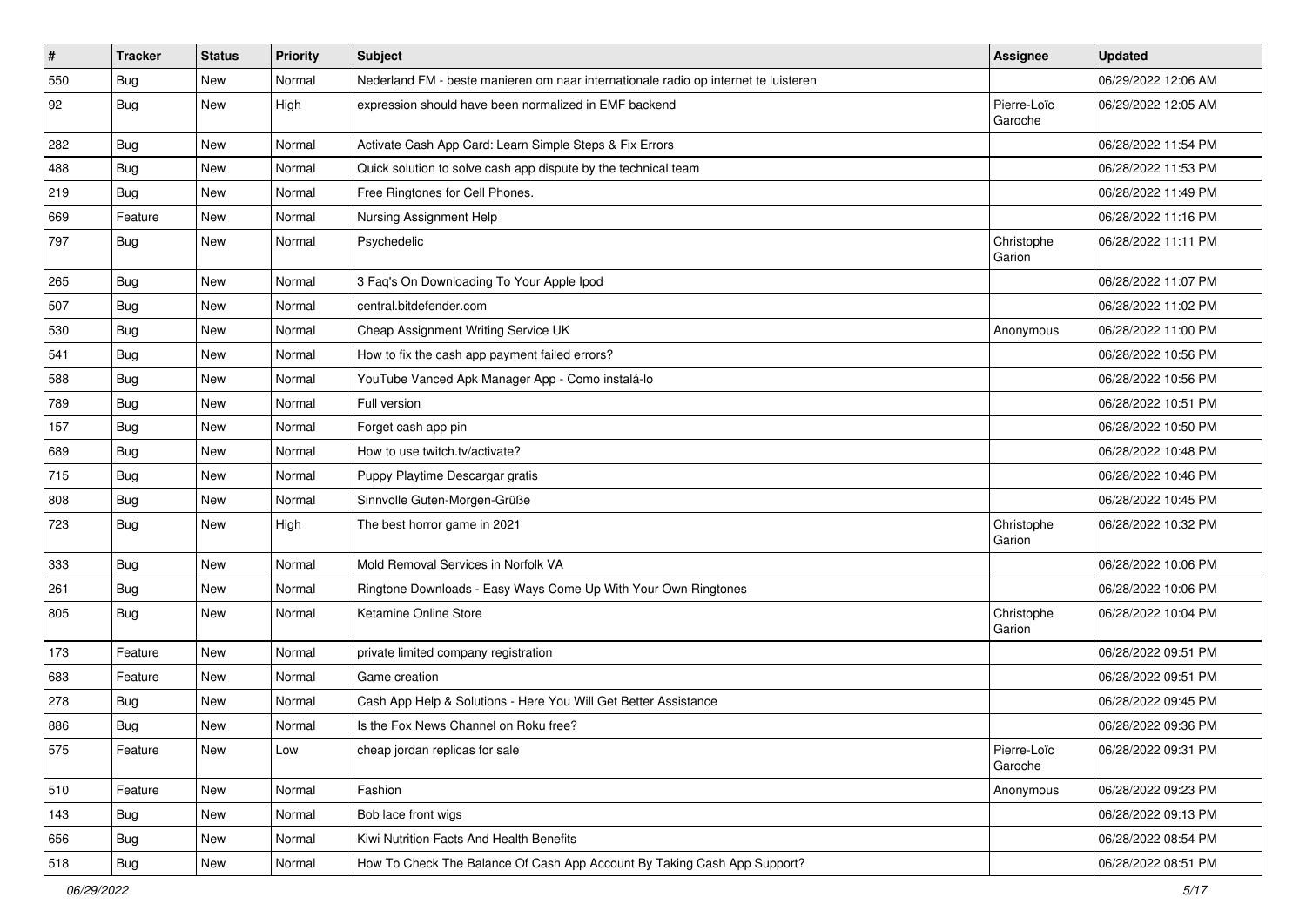| # | Tracker | Status | Priority | Subject | Assignee | Updated |
|---|---|---|---|---|---|---|
| 550 | Bug | New | Normal | Nederland FM - beste manieren om naar internationale radio op internet te luisteren | | 06/29/2022 12:06 AM |
| 92 | Bug | New | High | expression should have been normalized in EMF backend | Pierre-Loïc Garoche | 06/29/2022 12:05 AM |
| 282 | Bug | New | Normal | Activate Cash App Card: Learn Simple Steps & Fix Errors | | 06/28/2022 11:54 PM |
| 488 | Bug | New | Normal | Quick solution to solve cash app dispute by the technical team | | 06/28/2022 11:53 PM |
| 219 | Bug | New | Normal | Free Ringtones for Cell Phones. | | 06/28/2022 11:49 PM |
| 669 | Feature | New | Normal | Nursing Assignment Help | | 06/28/2022 11:16 PM |
| 797 | Bug | New | Normal | Psychedelic | Christophe Garion | 06/28/2022 11:11 PM |
| 265 | Bug | New | Normal | 3 Faq's On Downloading To Your Apple Ipod | | 06/28/2022 11:07 PM |
| 507 | Bug | New | Normal | central.bitdefender.com | | 06/28/2022 11:02 PM |
| 530 | Bug | New | Normal | Cheap Assignment Writing Service UK | Anonymous | 06/28/2022 11:00 PM |
| 541 | Bug | New | Normal | How to fix the cash app payment failed errors? | | 06/28/2022 10:56 PM |
| 588 | Bug | New | Normal | YouTube Vanced Apk Manager App - Como instalá-lo | | 06/28/2022 10:56 PM |
| 789 | Bug | New | Normal | Full version | | 06/28/2022 10:51 PM |
| 157 | Bug | New | Normal | Forget cash app pin | | 06/28/2022 10:50 PM |
| 689 | Bug | New | Normal | How to use twitch.tv/activate? | | 06/28/2022 10:48 PM |
| 715 | Bug | New | Normal | Puppy Playtime Descargar gratis | | 06/28/2022 10:46 PM |
| 808 | Bug | New | Normal | Sinnvolle Guten-Morgen-Grüße | | 06/28/2022 10:45 PM |
| 723 | Bug | New | High | The best horror game in 2021 | Christophe Garion | 06/28/2022 10:32 PM |
| 333 | Bug | New | Normal | Mold Removal Services in Norfolk VA | | 06/28/2022 10:06 PM |
| 261 | Bug | New | Normal | Ringtone Downloads - Easy Ways Come Up With Your Own Ringtones | | 06/28/2022 10:06 PM |
| 805 | Bug | New | Normal | Ketamine Online Store | Christophe Garion | 06/28/2022 10:04 PM |
| 173 | Feature | New | Normal | private limited company registration | | 06/28/2022 09:51 PM |
| 683 | Feature | New | Normal | Game creation | | 06/28/2022 09:51 PM |
| 278 | Bug | New | Normal | Cash App Help & Solutions - Here You Will Get Better Assistance | | 06/28/2022 09:45 PM |
| 886 | Bug | New | Normal | Is the Fox News Channel on Roku free? | | 06/28/2022 09:36 PM |
| 575 | Feature | New | Low | cheap jordan replicas for sale | Pierre-Loïc Garoche | 06/28/2022 09:31 PM |
| 510 | Feature | New | Normal | Fashion | Anonymous | 06/28/2022 09:23 PM |
| 143 | Bug | New | Normal | Bob lace front wigs | | 06/28/2022 09:13 PM |
| 656 | Bug | New | Normal | Kiwi Nutrition Facts And Health Benefits | | 06/28/2022 08:54 PM |
| 518 | Bug | New | Normal | How To Check The Balance Of Cash App Account By Taking Cash App Support? | | 06/28/2022 08:51 PM |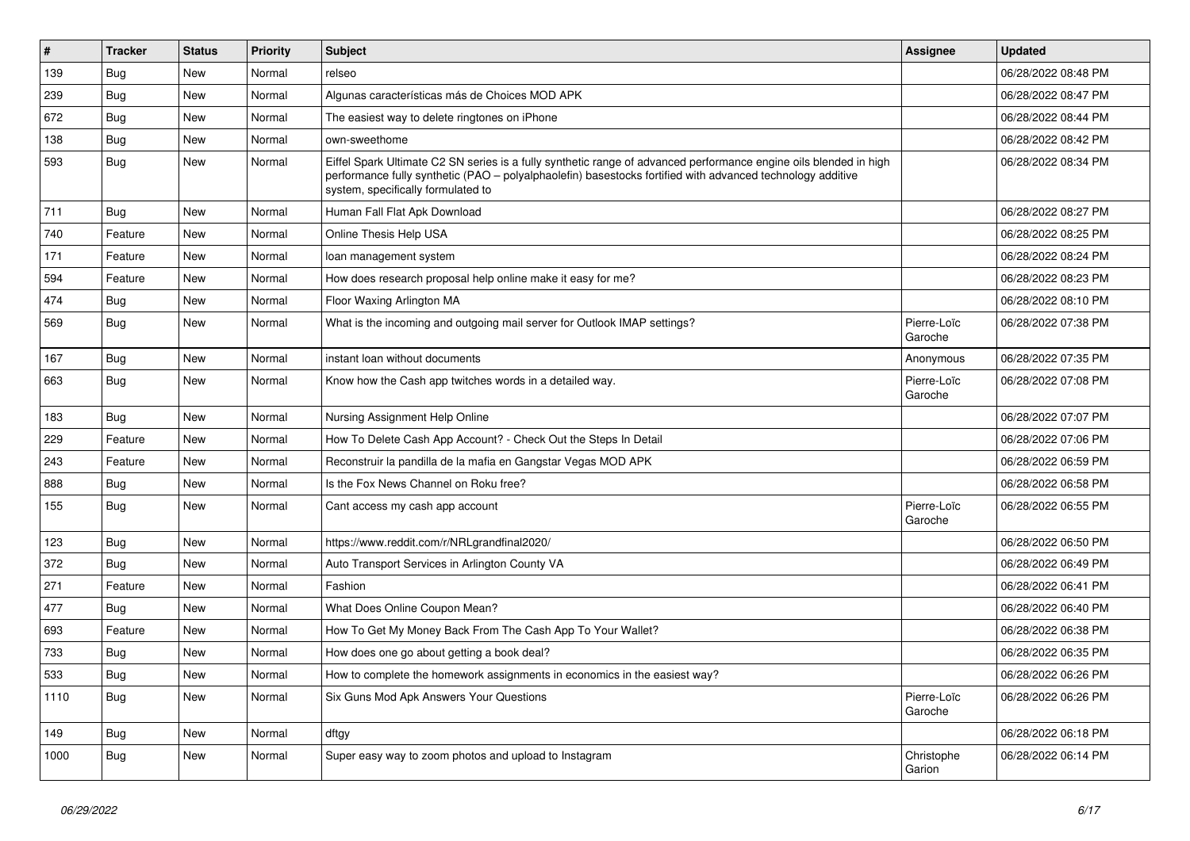| # | Tracker | Status | Priority | Subject | Assignee | Updated |
|---|---|---|---|---|---|---|
| 139 | Bug | New | Normal | relseo | | 06/28/2022 08:48 PM |
| 239 | Bug | New | Normal | Algunas características más de Choices MOD APK | | 06/28/2022 08:47 PM |
| 672 | Bug | New | Normal | The easiest way to delete ringtones on iPhone | | 06/28/2022 08:44 PM |
| 138 | Bug | New | Normal | own-sweethome | | 06/28/2022 08:42 PM |
| 593 | Bug | New | Normal | Eiffel Spark Ultimate C2 SN series is a fully synthetic range of advanced performance engine oils blended in high performance fully synthetic (PAO – polyalphaolefin) basestocks fortified with advanced technology additive system, specifically formulated to | | 06/28/2022 08:34 PM |
| 711 | Bug | New | Normal | Human Fall Flat Apk Download | | 06/28/2022 08:27 PM |
| 740 | Feature | New | Normal | Online Thesis Help USA | | 06/28/2022 08:25 PM |
| 171 | Feature | New | Normal | loan management system | | 06/28/2022 08:24 PM |
| 594 | Feature | New | Normal | How does research proposal help online make it easy for me? | | 06/28/2022 08:23 PM |
| 474 | Bug | New | Normal | Floor Waxing Arlington MA | | 06/28/2022 08:10 PM |
| 569 | Bug | New | Normal | What is the incoming and outgoing mail server for Outlook IMAP settings? | Pierre-Loïc Garoche | 06/28/2022 07:38 PM |
| 167 | Bug | New | Normal | instant loan without documents | Anonymous | 06/28/2022 07:35 PM |
| 663 | Bug | New | Normal | Know how the Cash app twitches words in a detailed way. | Pierre-Loïc Garoche | 06/28/2022 07:08 PM |
| 183 | Bug | New | Normal | Nursing Assignment Help Online | | 06/28/2022 07:07 PM |
| 229 | Feature | New | Normal | How To Delete Cash App Account? - Check Out the Steps In Detail | | 06/28/2022 07:06 PM |
| 243 | Feature | New | Normal | Reconstruir la pandilla de la mafia en Gangstar Vegas MOD APK | | 06/28/2022 06:59 PM |
| 888 | Bug | New | Normal | Is the Fox News Channel on Roku free? | | 06/28/2022 06:58 PM |
| 155 | Bug | New | Normal | Cant access my cash app account | Pierre-Loïc Garoche | 06/28/2022 06:55 PM |
| 123 | Bug | New | Normal | https://www.reddit.com/r/NRLgrandfinal2020/ | | 06/28/2022 06:50 PM |
| 372 | Bug | New | Normal | Auto Transport Services in Arlington County VA | | 06/28/2022 06:49 PM |
| 271 | Feature | New | Normal | Fashion | | 06/28/2022 06:41 PM |
| 477 | Bug | New | Normal | What Does Online Coupon Mean? | | 06/28/2022 06:40 PM |
| 693 | Feature | New | Normal | How To Get My Money Back From The Cash App To Your Wallet? | | 06/28/2022 06:38 PM |
| 733 | Bug | New | Normal | How does one go about getting a book deal? | | 06/28/2022 06:35 PM |
| 533 | Bug | New | Normal | How to complete the homework assignments in economics in the easiest way? | | 06/28/2022 06:26 PM |
| 1110 | Bug | New | Normal | Six Guns Mod Apk Answers Your Questions | Pierre-Loïc Garoche | 06/28/2022 06:26 PM |
| 149 | Bug | New | Normal | dftgy | | 06/28/2022 06:18 PM |
| 1000 | Bug | New | Normal | Super easy way to zoom photos and upload to Instagram | Christophe Garion | 06/28/2022 06:14 PM |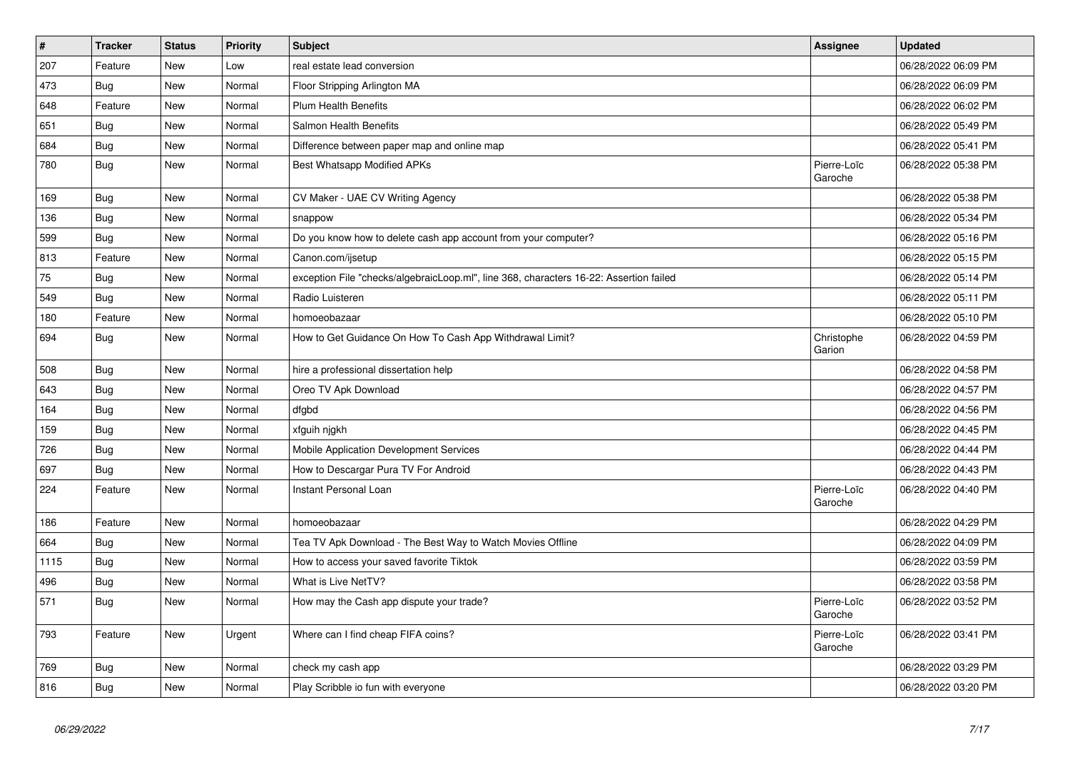| # | Tracker | Status | Priority | Subject | Assignee | Updated |
| --- | --- | --- | --- | --- | --- | --- |
| 207 | Feature | New | Low | real estate lead conversion | | 06/28/2022 06:09 PM |
| 473 | Bug | New | Normal | Floor Stripping Arlington MA | | 06/28/2022 06:09 PM |
| 648 | Feature | New | Normal | Plum Health Benefits | | 06/28/2022 06:02 PM |
| 651 | Bug | New | Normal | Salmon Health Benefits | | 06/28/2022 05:49 PM |
| 684 | Bug | New | Normal | Difference between paper map and online map | | 06/28/2022 05:41 PM |
| 780 | Bug | New | Normal | Best Whatsapp Modified APKs | Pierre-Loïc Garoche | 06/28/2022 05:38 PM |
| 169 | Bug | New | Normal | CV Maker - UAE CV Writing Agency | | 06/28/2022 05:38 PM |
| 136 | Bug | New | Normal | snappow | | 06/28/2022 05:34 PM |
| 599 | Bug | New | Normal | Do you know how to delete cash app account from your computer? | | 06/28/2022 05:16 PM |
| 813 | Feature | New | Normal | Canon.com/ijsetup | | 06/28/2022 05:15 PM |
| 75 | Bug | New | Normal | exception File "checks/algebraicLoop.ml", line 368, characters 16-22: Assertion failed | | 06/28/2022 05:14 PM |
| 549 | Bug | New | Normal | Radio Luisteren | | 06/28/2022 05:11 PM |
| 180 | Feature | New | Normal | homoeobazaar | | 06/28/2022 05:10 PM |
| 694 | Bug | New | Normal | How to Get Guidance On How To Cash App Withdrawal Limit? | Christophe Garion | 06/28/2022 04:59 PM |
| 508 | Bug | New | Normal | hire a professional dissertation help | | 06/28/2022 04:58 PM |
| 643 | Bug | New | Normal | Oreo TV Apk Download | | 06/28/2022 04:57 PM |
| 164 | Bug | New | Normal | dfgbd | | 06/28/2022 04:56 PM |
| 159 | Bug | New | Normal | xfguih njgkh | | 06/28/2022 04:45 PM |
| 726 | Bug | New | Normal | Mobile Application Development Services | | 06/28/2022 04:44 PM |
| 697 | Bug | New | Normal | How to Descargar Pura TV For Android | | 06/28/2022 04:43 PM |
| 224 | Feature | New | Normal | Instant Personal Loan | Pierre-Loïc Garoche | 06/28/2022 04:40 PM |
| 186 | Feature | New | Normal | homoeobazaar | | 06/28/2022 04:29 PM |
| 664 | Bug | New | Normal | Tea TV Apk Download - The Best Way to Watch Movies Offline | | 06/28/2022 04:09 PM |
| 1115 | Bug | New | Normal | How to access your saved favorite Tiktok | | 06/28/2022 03:59 PM |
| 496 | Bug | New | Normal | What is Live NetTV? | | 06/28/2022 03:58 PM |
| 571 | Bug | New | Normal | How may the Cash app dispute your trade? | Pierre-Loïc Garoche | 06/28/2022 03:52 PM |
| 793 | Feature | New | Urgent | Where can I find cheap FIFA coins? | Pierre-Loïc Garoche | 06/28/2022 03:41 PM |
| 769 | Bug | New | Normal | check my cash app | | 06/28/2022 03:29 PM |
| 816 | Bug | New | Normal | Play Scribble io fun with everyone | | 06/28/2022 03:20 PM |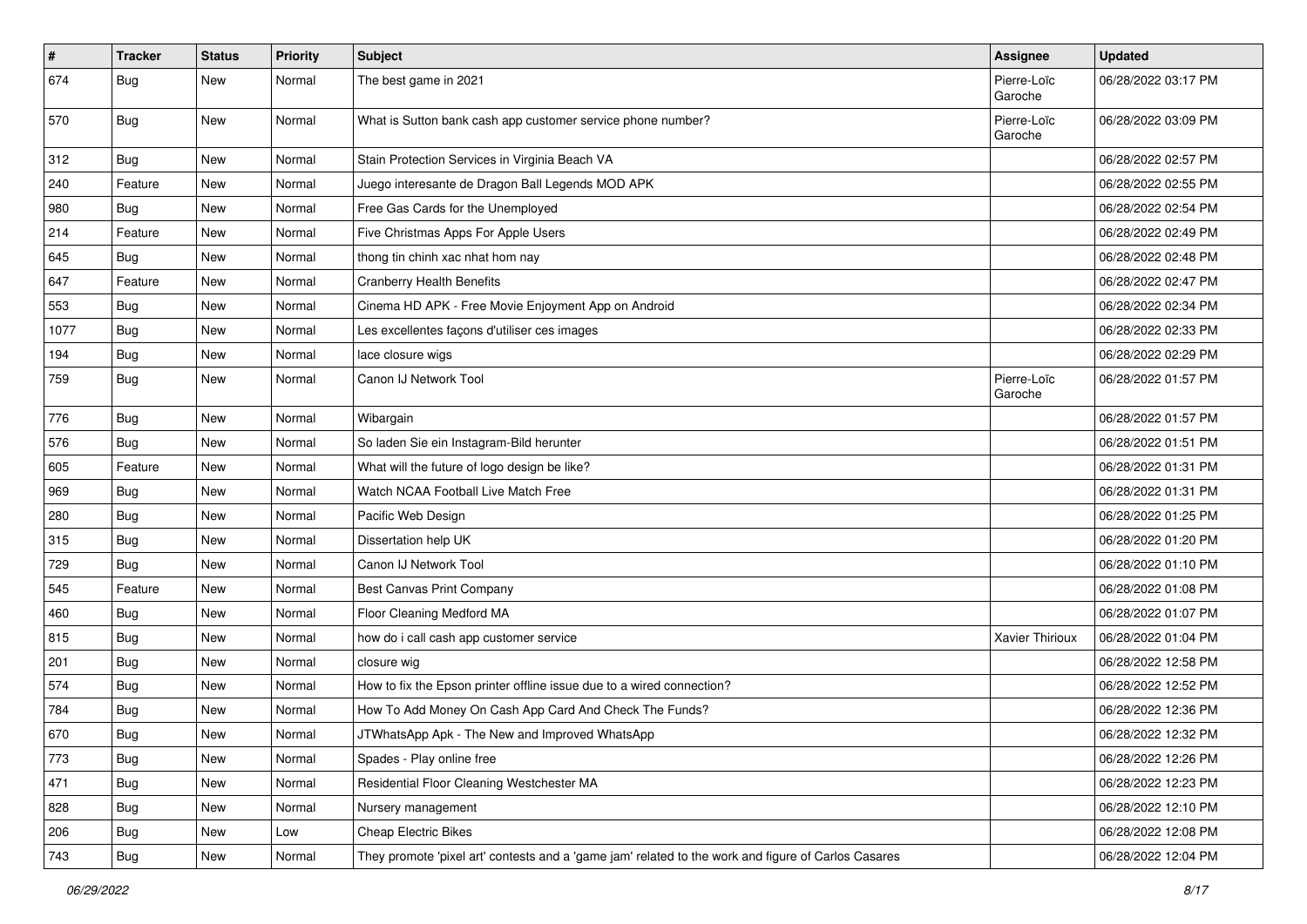| # | Tracker | Status | Priority | Subject | Assignee | Updated |
| --- | --- | --- | --- | --- | --- | --- |
| 674 | Bug | New | Normal | The best game in 2021 | Pierre-Loïc Garoche | 06/28/2022 03:17 PM |
| 570 | Bug | New | Normal | What is Sutton bank cash app customer service phone number? | Pierre-Loïc Garoche | 06/28/2022 03:09 PM |
| 312 | Bug | New | Normal | Stain Protection Services in Virginia Beach VA | | 06/28/2022 02:57 PM |
| 240 | Feature | New | Normal | Juego interesante de Dragon Ball Legends MOD APK | | 06/28/2022 02:55 PM |
| 980 | Bug | New | Normal | Free Gas Cards for the Unemployed | | 06/28/2022 02:54 PM |
| 214 | Feature | New | Normal | Five Christmas Apps For Apple Users | | 06/28/2022 02:49 PM |
| 645 | Bug | New | Normal | thong tin chinh xac nhat hom nay | | 06/28/2022 02:48 PM |
| 647 | Feature | New | Normal | Cranberry Health Benefits | | 06/28/2022 02:47 PM |
| 553 | Bug | New | Normal | Cinema HD APK - Free Movie Enjoyment App on Android | | 06/28/2022 02:34 PM |
| 1077 | Bug | New | Normal | Les excellentes façons d'utiliser ces images | | 06/28/2022 02:33 PM |
| 194 | Bug | New | Normal | lace closure wigs | | 06/28/2022 02:29 PM |
| 759 | Bug | New | Normal | Canon IJ Network Tool | Pierre-Loïc Garoche | 06/28/2022 01:57 PM |
| 776 | Bug | New | Normal | Wibargain | | 06/28/2022 01:57 PM |
| 576 | Bug | New | Normal | So laden Sie ein Instagram-Bild herunter | | 06/28/2022 01:51 PM |
| 605 | Feature | New | Normal | What will the future of logo design be like? | | 06/28/2022 01:31 PM |
| 969 | Bug | New | Normal | Watch NCAA Football Live Match Free | | 06/28/2022 01:31 PM |
| 280 | Bug | New | Normal | Pacific Web Design | | 06/28/2022 01:25 PM |
| 315 | Bug | New | Normal | Dissertation help UK | | 06/28/2022 01:20 PM |
| 729 | Bug | New | Normal | Canon IJ Network Tool | | 06/28/2022 01:10 PM |
| 545 | Feature | New | Normal | Best Canvas Print Company | | 06/28/2022 01:08 PM |
| 460 | Bug | New | Normal | Floor Cleaning Medford MA | | 06/28/2022 01:07 PM |
| 815 | Bug | New | Normal | how do i call cash app customer service | Xavier Thirioux | 06/28/2022 01:04 PM |
| 201 | Bug | New | Normal | closure wig | | 06/28/2022 12:58 PM |
| 574 | Bug | New | Normal | How to fix the Epson printer offline issue due to a wired connection? | | 06/28/2022 12:52 PM |
| 784 | Bug | New | Normal | How To Add Money On Cash App Card And Check The Funds? | | 06/28/2022 12:36 PM |
| 670 | Bug | New | Normal | JTWhatsApp Apk - The New and Improved WhatsApp | | 06/28/2022 12:32 PM |
| 773 | Bug | New | Normal | Spades - Play online free | | 06/28/2022 12:26 PM |
| 471 | Bug | New | Normal | Residential Floor Cleaning Westchester MA | | 06/28/2022 12:23 PM |
| 828 | Bug | New | Normal | Nursery management | | 06/28/2022 12:10 PM |
| 206 | Bug | New | Low | Cheap Electric Bikes | | 06/28/2022 12:08 PM |
| 743 | Bug | New | Normal | They promote 'pixel art' contests and a 'game jam' related to the work and figure of Carlos Casares | | 06/28/2022 12:04 PM |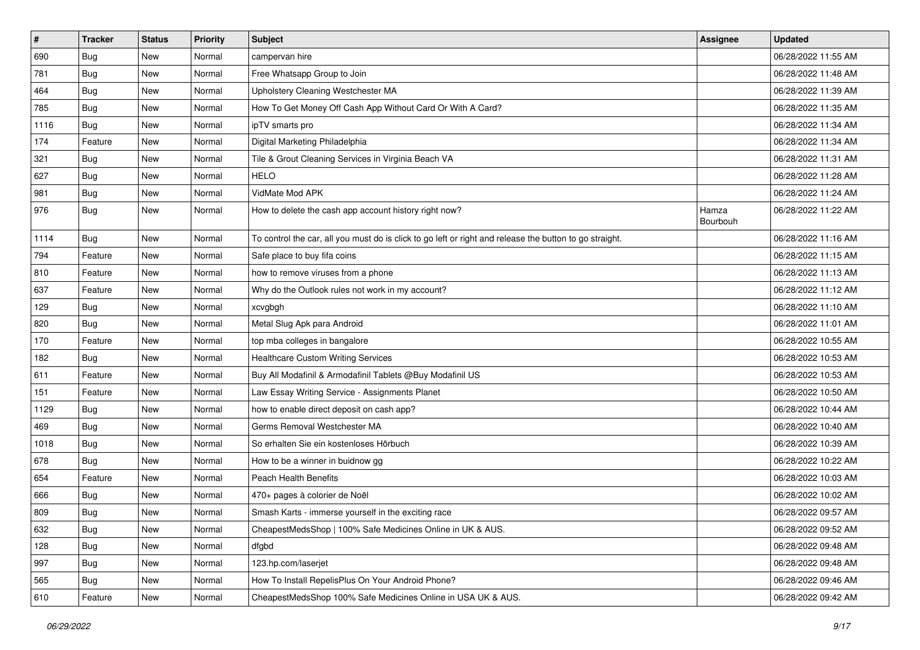| # | Tracker | Status | Priority | Subject | Assignee | Updated |
|---|---|---|---|---|---|---|
| 690 | Bug | New | Normal | campervan hire | | 06/28/2022 11:55 AM |
| 781 | Bug | New | Normal | Free Whatsapp Group to Join | | 06/28/2022 11:48 AM |
| 464 | Bug | New | Normal | Upholstery Cleaning Westchester MA | | 06/28/2022 11:39 AM |
| 785 | Bug | New | Normal | How To Get Money Off Cash App Without Card Or With A Card? | | 06/28/2022 11:35 AM |
| 1116 | Bug | New | Normal | ipTV smarts pro | | 06/28/2022 11:34 AM |
| 174 | Feature | New | Normal | Digital Marketing Philadelphia | | 06/28/2022 11:34 AM |
| 321 | Bug | New | Normal | Tile & Grout Cleaning Services in Virginia Beach VA | | 06/28/2022 11:31 AM |
| 627 | Bug | New | Normal | HELO | | 06/28/2022 11:28 AM |
| 981 | Bug | New | Normal | VidMate Mod APK | | 06/28/2022 11:24 AM |
| 976 | Bug | New | Normal | How to delete the cash app account history right now? | Hamza Bourbouh | 06/28/2022 11:22 AM |
| 1114 | Bug | New | Normal | To control the car, all you must do is click to go left or right and release the button to go straight. | | 06/28/2022 11:16 AM |
| 794 | Feature | New | Normal | Safe place to buy fifa coins | | 06/28/2022 11:15 AM |
| 810 | Feature | New | Normal | how to remove viruses from a phone | | 06/28/2022 11:13 AM |
| 637 | Feature | New | Normal | Why do the Outlook rules not work in my account? | | 06/28/2022 11:12 AM |
| 129 | Bug | New | Normal | xcvgbgh | | 06/28/2022 11:10 AM |
| 820 | Bug | New | Normal | Metal Slug Apk para Android | | 06/28/2022 11:01 AM |
| 170 | Feature | New | Normal | top mba colleges in bangalore | | 06/28/2022 10:55 AM |
| 182 | Bug | New | Normal | Healthcare Custom Writing Services | | 06/28/2022 10:53 AM |
| 611 | Feature | New | Normal | Buy All Modafinil & Armodafinil Tablets @Buy Modafinil US | | 06/28/2022 10:53 AM |
| 151 | Feature | New | Normal | Law Essay Writing Service - Assignments Planet | | 06/28/2022 10:50 AM |
| 1129 | Bug | New | Normal | how to enable direct deposit on cash app? | | 06/28/2022 10:44 AM |
| 469 | Bug | New | Normal | Germs Removal Westchester MA | | 06/28/2022 10:40 AM |
| 1018 | Bug | New | Normal | So erhalten Sie ein kostenloses Hörbuch | | 06/28/2022 10:39 AM |
| 678 | Bug | New | Normal | How to be a winner in buidnow gg | | 06/28/2022 10:22 AM |
| 654 | Feature | New | Normal | Peach Health Benefits | | 06/28/2022 10:03 AM |
| 666 | Bug | New | Normal | 470+ pages à colorier de Noël | | 06/28/2022 10:02 AM |
| 809 | Bug | New | Normal | Smash Karts - immerse yourself in the exciting race | | 06/28/2022 09:57 AM |
| 632 | Bug | New | Normal | CheapestMedsShop \| 100% Safe Medicines Online in UK & AUS. | | 06/28/2022 09:52 AM |
| 128 | Bug | New | Normal | dfgbd | | 06/28/2022 09:48 AM |
| 997 | Bug | New | Normal | 123.hp.com/laserjet | | 06/28/2022 09:48 AM |
| 565 | Bug | New | Normal | How To Install RepelisPlus On Your Android Phone? | | 06/28/2022 09:46 AM |
| 610 | Feature | New | Normal | CheapestMedsShop 100% Safe Medicines Online in USA UK & AUS. | | 06/28/2022 09:42 AM |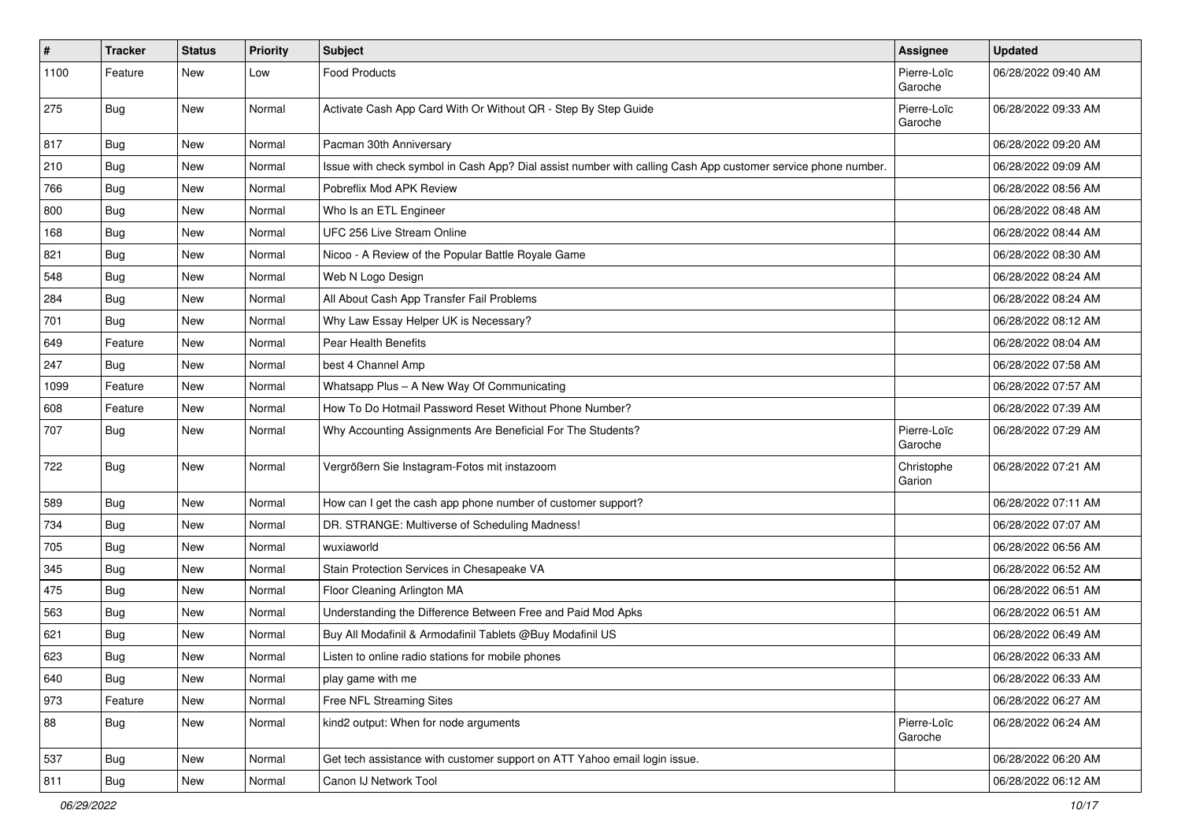| # | Tracker | Status | Priority | Subject | Assignee | Updated |
| --- | --- | --- | --- | --- | --- | --- |
| 1100 | Feature | New | Low | Food Products | Pierre-Loïc Garoche | 06/28/2022 09:40 AM |
| 275 | Bug | New | Normal | Activate Cash App Card With Or Without QR - Step By Step Guide | Pierre-Loïc Garoche | 06/28/2022 09:33 AM |
| 817 | Bug | New | Normal | Pacman 30th Anniversary | | 06/28/2022 09:20 AM |
| 210 | Bug | New | Normal | Issue with check symbol in Cash App? Dial assist number with calling Cash App customer service phone number. | | 06/28/2022 09:09 AM |
| 766 | Bug | New | Normal | Pobreflix Mod APK Review | | 06/28/2022 08:56 AM |
| 800 | Bug | New | Normal | Who Is an ETL Engineer | | 06/28/2022 08:48 AM |
| 168 | Bug | New | Normal | UFC 256 Live Stream Online | | 06/28/2022 08:44 AM |
| 821 | Bug | New | Normal | Nicoo - A Review of the Popular Battle Royale Game | | 06/28/2022 08:30 AM |
| 548 | Bug | New | Normal | Web N Logo Design | | 06/28/2022 08:24 AM |
| 284 | Bug | New | Normal | All About Cash App Transfer Fail Problems | | 06/28/2022 08:24 AM |
| 701 | Bug | New | Normal | Why Law Essay Helper UK is Necessary? | | 06/28/2022 08:12 AM |
| 649 | Feature | New | Normal | Pear Health Benefits | | 06/28/2022 08:04 AM |
| 247 | Bug | New | Normal | best 4 Channel Amp | | 06/28/2022 07:58 AM |
| 1099 | Feature | New | Normal | Whatsapp Plus – A New Way Of Communicating | | 06/28/2022 07:57 AM |
| 608 | Feature | New | Normal | How To Do Hotmail Password Reset Without Phone Number? | | 06/28/2022 07:39 AM |
| 707 | Bug | New | Normal | Why Accounting Assignments Are Beneficial For The Students? | Pierre-Loïc Garoche | 06/28/2022 07:29 AM |
| 722 | Bug | New | Normal | Vergrößern Sie Instagram-Fotos mit instazoom | Christophe Garion | 06/28/2022 07:21 AM |
| 589 | Bug | New | Normal | How can I get the cash app phone number of customer support? | | 06/28/2022 07:11 AM |
| 734 | Bug | New | Normal | DR. STRANGE: Multiverse of Scheduling Madness! | | 06/28/2022 07:07 AM |
| 705 | Bug | New | Normal | wuxiaworld | | 06/28/2022 06:56 AM |
| 345 | Bug | New | Normal | Stain Protection Services in Chesapeake VA | | 06/28/2022 06:52 AM |
| 475 | Bug | New | Normal | Floor Cleaning Arlington MA | | 06/28/2022 06:51 AM |
| 563 | Bug | New | Normal | Understanding the Difference Between Free and Paid Mod Apks | | 06/28/2022 06:51 AM |
| 621 | Bug | New | Normal | Buy All Modafinil & Armodafinil Tablets @Buy Modafinil US | | 06/28/2022 06:49 AM |
| 623 | Bug | New | Normal | Listen to online radio stations for mobile phones | | 06/28/2022 06:33 AM |
| 640 | Bug | New | Normal | play game with me | | 06/28/2022 06:33 AM |
| 973 | Feature | New | Normal | Free NFL Streaming Sites | | 06/28/2022 06:27 AM |
| 88 | Bug | New | Normal | kind2 output: When for node arguments | Pierre-Loïc Garoche | 06/28/2022 06:24 AM |
| 537 | Bug | New | Normal | Get tech assistance with customer support on ATT Yahoo email login issue. | | 06/28/2022 06:20 AM |
| 811 | Bug | New | Normal | Canon IJ Network Tool | | 06/28/2022 06:12 AM |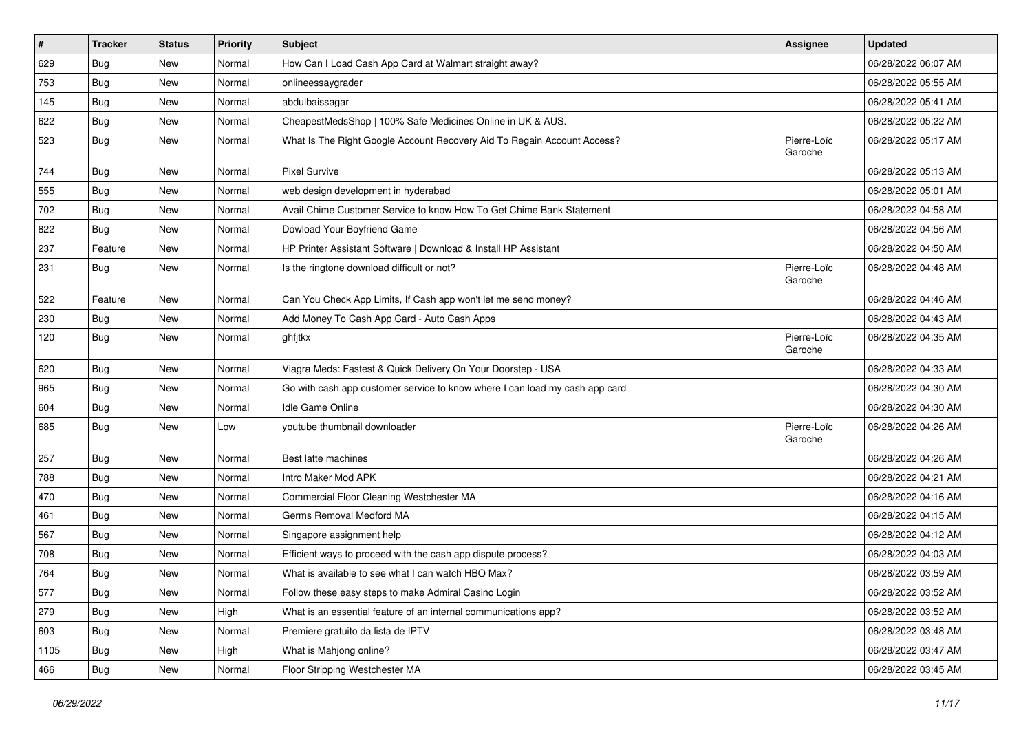| # | Tracker | Status | Priority | Subject | Assignee | Updated |
| --- | --- | --- | --- | --- | --- | --- |
| 629 | Bug | New | Normal | How Can I Load Cash App Card at Walmart straight away? | | 06/28/2022 06:07 AM |
| 753 | Bug | New | Normal | onlineessaygrader | | 06/28/2022 05:55 AM |
| 145 | Bug | New | Normal | abdulbaissagar | | 06/28/2022 05:41 AM |
| 622 | Bug | New | Normal | CheapestMedsShop \| 100% Safe Medicines Online in UK & AUS. | | 06/28/2022 05:22 AM |
| 523 | Bug | New | Normal | What Is The Right Google Account Recovery Aid To Regain Account Access? | Pierre-Loïc Garoche | 06/28/2022 05:17 AM |
| 744 | Bug | New | Normal | Pixel Survive | | 06/28/2022 05:13 AM |
| 555 | Bug | New | Normal | web design development in hyderabad | | 06/28/2022 05:01 AM |
| 702 | Bug | New | Normal | Avail Chime Customer Service to know How To Get Chime Bank Statement | | 06/28/2022 04:58 AM |
| 822 | Bug | New | Normal | Dowload Your Boyfriend Game | | 06/28/2022 04:56 AM |
| 237 | Feature | New | Normal | HP Printer Assistant Software \| Download & Install HP Assistant | | 06/28/2022 04:50 AM |
| 231 | Bug | New | Normal | Is the ringtone download difficult or not? | Pierre-Loïc Garoche | 06/28/2022 04:48 AM |
| 522 | Feature | New | Normal | Can You Check App Limits, If Cash app won't let me send money? | | 06/28/2022 04:46 AM |
| 230 | Bug | New | Normal | Add Money To Cash App Card - Auto Cash Apps | | 06/28/2022 04:43 AM |
| 120 | Bug | New | Normal | ghfjtkx | Pierre-Loïc Garoche | 06/28/2022 04:35 AM |
| 620 | Bug | New | Normal | Viagra Meds: Fastest & Quick Delivery On Your Doorstep - USA | | 06/28/2022 04:33 AM |
| 965 | Bug | New | Normal | Go with cash app customer service to know where I can load my cash app card | | 06/28/2022 04:30 AM |
| 604 | Bug | New | Normal | Idle Game Online | | 06/28/2022 04:30 AM |
| 685 | Bug | New | Low | youtube thumbnail downloader | Pierre-Loïc Garoche | 06/28/2022 04:26 AM |
| 257 | Bug | New | Normal | Best latte machines | | 06/28/2022 04:26 AM |
| 788 | Bug | New | Normal | Intro Maker Mod APK | | 06/28/2022 04:21 AM |
| 470 | Bug | New | Normal | Commercial Floor Cleaning Westchester MA | | 06/28/2022 04:16 AM |
| 461 | Bug | New | Normal | Germs Removal Medford MA | | 06/28/2022 04:15 AM |
| 567 | Bug | New | Normal | Singapore assignment help | | 06/28/2022 04:12 AM |
| 708 | Bug | New | Normal | Efficient ways to proceed with the cash app dispute process? | | 06/28/2022 04:03 AM |
| 764 | Bug | New | Normal | What is available to see what I can watch HBO Max? | | 06/28/2022 03:59 AM |
| 577 | Bug | New | Normal | Follow these easy steps to make Admiral Casino Login | | 06/28/2022 03:52 AM |
| 279 | Bug | New | High | What is an essential feature of an internal communications app? | | 06/28/2022 03:52 AM |
| 603 | Bug | New | Normal | Premiere gratuito da lista de IPTV | | 06/28/2022 03:48 AM |
| 1105 | Bug | New | High | What is Mahjong online? | | 06/28/2022 03:47 AM |
| 466 | Bug | New | Normal | Floor Stripping Westchester MA | | 06/28/2022 03:45 AM |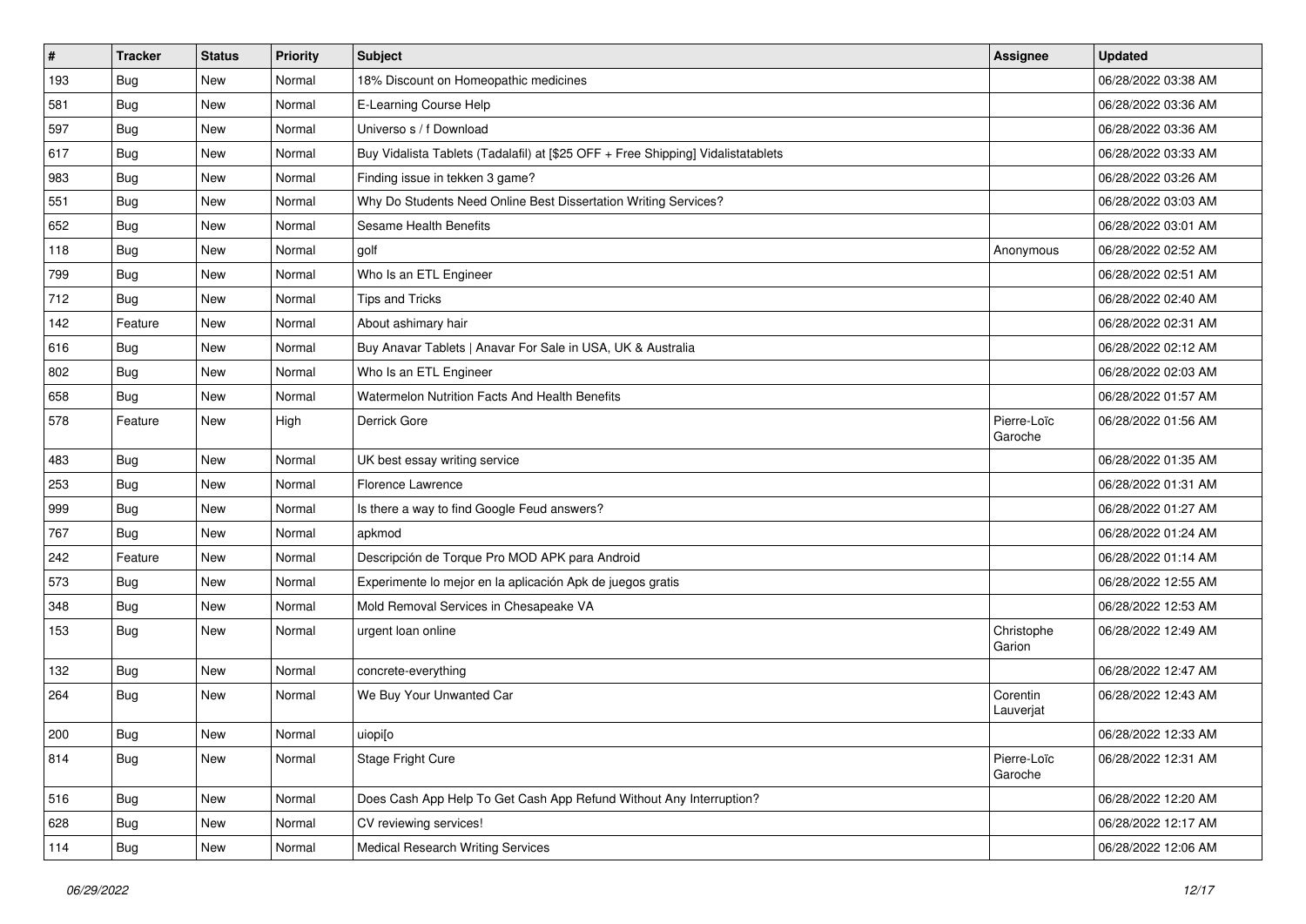| # | Tracker | Status | Priority | Subject | Assignee | Updated |
|---|---|---|---|---|---|---|
| 193 | Bug | New | Normal | 18% Discount on Homeopathic medicines | | 06/28/2022 03:38 AM |
| 581 | Bug | New | Normal | E-Learning Course Help | | 06/28/2022 03:36 AM |
| 597 | Bug | New | Normal | Universo s / f Download | | 06/28/2022 03:36 AM |
| 617 | Bug | New | Normal | Buy Vidalista Tablets (Tadalafil) at [$25 OFF + Free Shipping] Vidalistatablets | | 06/28/2022 03:33 AM |
| 983 | Bug | New | Normal | Finding issue in tekken 3 game? | | 06/28/2022 03:26 AM |
| 551 | Bug | New | Normal | Why Do Students Need Online Best Dissertation Writing Services? | | 06/28/2022 03:03 AM |
| 652 | Bug | New | Normal | Sesame Health Benefits | | 06/28/2022 03:01 AM |
| 118 | Bug | New | Normal | golf | Anonymous | 06/28/2022 02:52 AM |
| 799 | Bug | New | Normal | Who Is an ETL Engineer | | 06/28/2022 02:51 AM |
| 712 | Bug | New | Normal | Tips and Tricks | | 06/28/2022 02:40 AM |
| 142 | Feature | New | Normal | About ashimary hair | | 06/28/2022 02:31 AM |
| 616 | Bug | New | Normal | Buy Anavar Tablets \| Anavar For Sale in USA, UK & Australia | | 06/28/2022 02:12 AM |
| 802 | Bug | New | Normal | Who Is an ETL Engineer | | 06/28/2022 02:03 AM |
| 658 | Bug | New | Normal | Watermelon Nutrition Facts And Health Benefits | | 06/28/2022 01:57 AM |
| 578 | Feature | New | High | Derrick Gore | Pierre-Loïc Garoche | 06/28/2022 01:56 AM |
| 483 | Bug | New | Normal | UK best essay writing service | | 06/28/2022 01:35 AM |
| 253 | Bug | New | Normal | Florence Lawrence | | 06/28/2022 01:31 AM |
| 999 | Bug | New | Normal | Is there a way to find Google Feud answers? | | 06/28/2022 01:27 AM |
| 767 | Bug | New | Normal | apkmod | | 06/28/2022 01:24 AM |
| 242 | Feature | New | Normal | Descripción de Torque Pro MOD APK para Android | | 06/28/2022 01:14 AM |
| 573 | Bug | New | Normal | Experimente lo mejor en la aplicación Apk de juegos gratis | | 06/28/2022 12:55 AM |
| 348 | Bug | New | Normal | Mold Removal Services in Chesapeake VA | | 06/28/2022 12:53 AM |
| 153 | Bug | New | Normal | urgent loan online | Christophe Garion | 06/28/2022 12:49 AM |
| 132 | Bug | New | Normal | concrete-everything | | 06/28/2022 12:47 AM |
| 264 | Bug | New | Normal | We Buy Your Unwanted Car | Corentin Lauverjat | 06/28/2022 12:43 AM |
| 200 | Bug | New | Normal | uiopi[o | | 06/28/2022 12:33 AM |
| 814 | Bug | New | Normal | Stage Fright Cure | Pierre-Loïc Garoche | 06/28/2022 12:31 AM |
| 516 | Bug | New | Normal | Does Cash App Help To Get Cash App Refund Without Any Interruption? | | 06/28/2022 12:20 AM |
| 628 | Bug | New | Normal | CV reviewing services! | | 06/28/2022 12:17 AM |
| 114 | Bug | New | Normal | Medical Research Writing Services | | 06/28/2022 12:06 AM |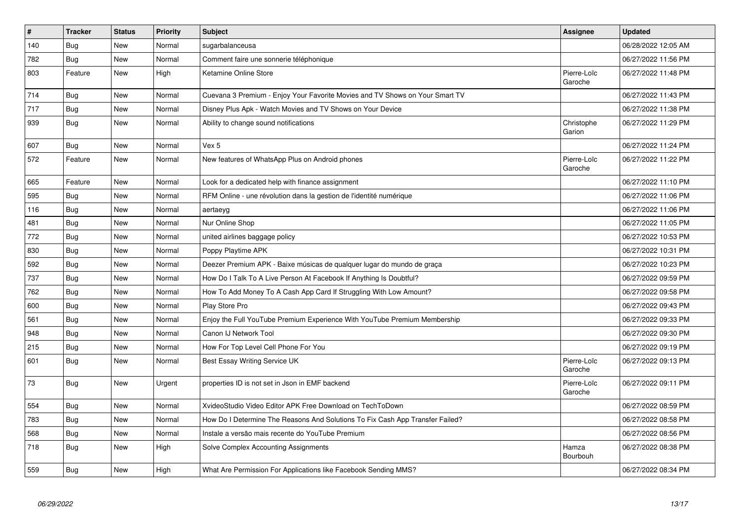| # | Tracker | Status | Priority | Subject | Assignee | Updated |
|---|---|---|---|---|---|---|
| 140 | Bug | New | Normal | sugarbalanceusa | | 06/28/2022 12:05 AM |
| 782 | Bug | New | Normal | Comment faire une sonnerie téléphonique | | 06/27/2022 11:56 PM |
| 803 | Feature | New | High | Ketamine Online Store | Pierre-Loïc Garoche | 06/27/2022 11:48 PM |
| 714 | Bug | New | Normal | Cuevana 3 Premium - Enjoy Your Favorite Movies and TV Shows on Your Smart TV | | 06/27/2022 11:43 PM |
| 717 | Bug | New | Normal | Disney Plus Apk - Watch Movies and TV Shows on Your Device | | 06/27/2022 11:38 PM |
| 939 | Bug | New | Normal | Ability to change sound notifications | Christophe Garion | 06/27/2022 11:29 PM |
| 607 | Bug | New | Normal | Vex 5 | | 06/27/2022 11:24 PM |
| 572 | Feature | New | Normal | New features of WhatsApp Plus on Android phones | Pierre-Loïc Garoche | 06/27/2022 11:22 PM |
| 665 | Feature | New | Normal | Look for a dedicated help with finance assignment | | 06/27/2022 11:10 PM |
| 595 | Bug | New | Normal | RFM Online - une révolution dans la gestion de l'identité numérique | | 06/27/2022 11:06 PM |
| 116 | Bug | New | Normal | aertaeyg | | 06/27/2022 11:06 PM |
| 481 | Bug | New | Normal | Nur Online Shop | | 06/27/2022 11:05 PM |
| 772 | Bug | New | Normal | united airlines baggage policy | | 06/27/2022 10:53 PM |
| 830 | Bug | New | Normal | Poppy Playtime APK | | 06/27/2022 10:31 PM |
| 592 | Bug | New | Normal | Deezer Premium APK - Baixe músicas de qualquer lugar do mundo de graça | | 06/27/2022 10:23 PM |
| 737 | Bug | New | Normal | How Do I Talk To A Live Person At Facebook If Anything Is Doubtful? | | 06/27/2022 09:59 PM |
| 762 | Bug | New | Normal | How To Add Money To A Cash App Card If Struggling With Low Amount? | | 06/27/2022 09:58 PM |
| 600 | Bug | New | Normal | Play Store Pro | | 06/27/2022 09:43 PM |
| 561 | Bug | New | Normal | Enjoy the Full YouTube Premium Experience With YouTube Premium Membership | | 06/27/2022 09:33 PM |
| 948 | Bug | New | Normal | Canon IJ Network Tool | | 06/27/2022 09:30 PM |
| 215 | Bug | New | Normal | How For Top Level Cell Phone For You | | 06/27/2022 09:19 PM |
| 601 | Bug | New | Normal | Best Essay Writing Service UK | Pierre-Loïc Garoche | 06/27/2022 09:13 PM |
| 73 | Bug | New | Urgent | properties ID is not set in Json in EMF backend | Pierre-Loïc Garoche | 06/27/2022 09:11 PM |
| 554 | Bug | New | Normal | XvideoStudio Video Editor APK Free Download on TechToDown | | 06/27/2022 08:59 PM |
| 783 | Bug | New | Normal | How Do I Determine The Reasons And Solutions To Fix Cash App Transfer Failed? | | 06/27/2022 08:58 PM |
| 568 | Bug | New | Normal | Instale a versão mais recente do YouTube Premium | | 06/27/2022 08:56 PM |
| 718 | Bug | New | High | Solve Complex Accounting Assignments | Hamza Bourbouh | 06/27/2022 08:38 PM |
| 559 | Bug | New | High | What Are Permission For Applications like Facebook Sending MMS? | | 06/27/2022 08:34 PM |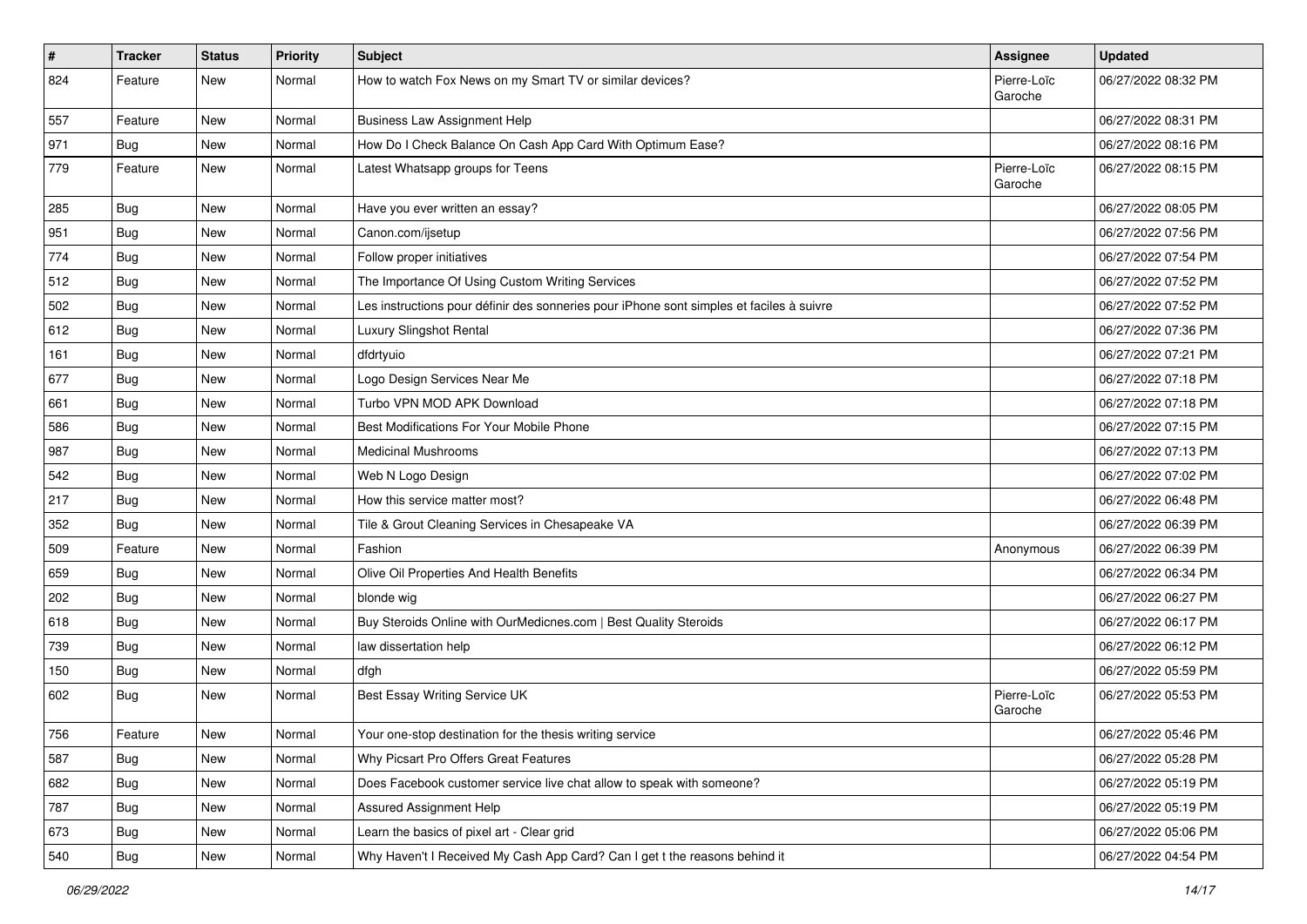| # | Tracker | Status | Priority | Subject | Assignee | Updated |
|---|---|---|---|---|---|---|
| 824 | Feature | New | Normal | How to watch Fox News on my Smart TV or similar devices? | Pierre-Loïc Garoche | 06/27/2022 08:32 PM |
| 557 | Feature | New | Normal | Business Law Assignment Help | | 06/27/2022 08:31 PM |
| 971 | Bug | New | Normal | How Do I Check Balance On Cash App Card With Optimum Ease? | | 06/27/2022 08:16 PM |
| 779 | Feature | New | Normal | Latest Whatsapp groups for Teens | Pierre-Loïc Garoche | 06/27/2022 08:15 PM |
| 285 | Bug | New | Normal | Have you ever written an essay? | | 06/27/2022 08:05 PM |
| 951 | Bug | New | Normal | Canon.com/ijsetup | | 06/27/2022 07:56 PM |
| 774 | Bug | New | Normal | Follow proper initiatives | | 06/27/2022 07:54 PM |
| 512 | Bug | New | Normal | The Importance Of Using Custom Writing Services | | 06/27/2022 07:52 PM |
| 502 | Bug | New | Normal | Les instructions pour définir des sonneries pour iPhone sont simples et faciles à suivre | | 06/27/2022 07:52 PM |
| 612 | Bug | New | Normal | Luxury Slingshot Rental | | 06/27/2022 07:36 PM |
| 161 | Bug | New | Normal | dfdrtyuio | | 06/27/2022 07:21 PM |
| 677 | Bug | New | Normal | Logo Design Services Near Me | | 06/27/2022 07:18 PM |
| 661 | Bug | New | Normal | Turbo VPN MOD APK Download | | 06/27/2022 07:18 PM |
| 586 | Bug | New | Normal | Best Modifications For Your Mobile Phone | | 06/27/2022 07:15 PM |
| 987 | Bug | New | Normal | Medicinal Mushrooms | | 06/27/2022 07:13 PM |
| 542 | Bug | New | Normal | Web N Logo Design | | 06/27/2022 07:02 PM |
| 217 | Bug | New | Normal | How this service matter most? | | 06/27/2022 06:48 PM |
| 352 | Bug | New | Normal | Tile & Grout Cleaning Services in Chesapeake VA | | 06/27/2022 06:39 PM |
| 509 | Feature | New | Normal | Fashion | Anonymous | 06/27/2022 06:39 PM |
| 659 | Bug | New | Normal | Olive Oil Properties And Health Benefits | | 06/27/2022 06:34 PM |
| 202 | Bug | New | Normal | blonde wig | | 06/27/2022 06:27 PM |
| 618 | Bug | New | Normal | Buy Steroids Online with OurMedicnes.com \| Best Quality Steroids | | 06/27/2022 06:17 PM |
| 739 | Bug | New | Normal | law dissertation help | | 06/27/2022 06:12 PM |
| 150 | Bug | New | Normal | dfgh | | 06/27/2022 05:59 PM |
| 602 | Bug | New | Normal | Best Essay Writing Service UK | Pierre-Loïc Garoche | 06/27/2022 05:53 PM |
| 756 | Feature | New | Normal | Your one-stop destination for the thesis writing service | | 06/27/2022 05:46 PM |
| 587 | Bug | New | Normal | Why Picsart Pro Offers Great Features | | 06/27/2022 05:28 PM |
| 682 | Bug | New | Normal | Does Facebook customer service live chat allow to speak with someone? | | 06/27/2022 05:19 PM |
| 787 | Bug | New | Normal | Assured Assignment Help | | 06/27/2022 05:19 PM |
| 673 | Bug | New | Normal | Learn the basics of pixel art - Clear grid | | 06/27/2022 05:06 PM |
| 540 | Bug | New | Normal | Why Haven't I Received My Cash App Card? Can I get t the reasons behind it | | 06/27/2022 04:54 PM |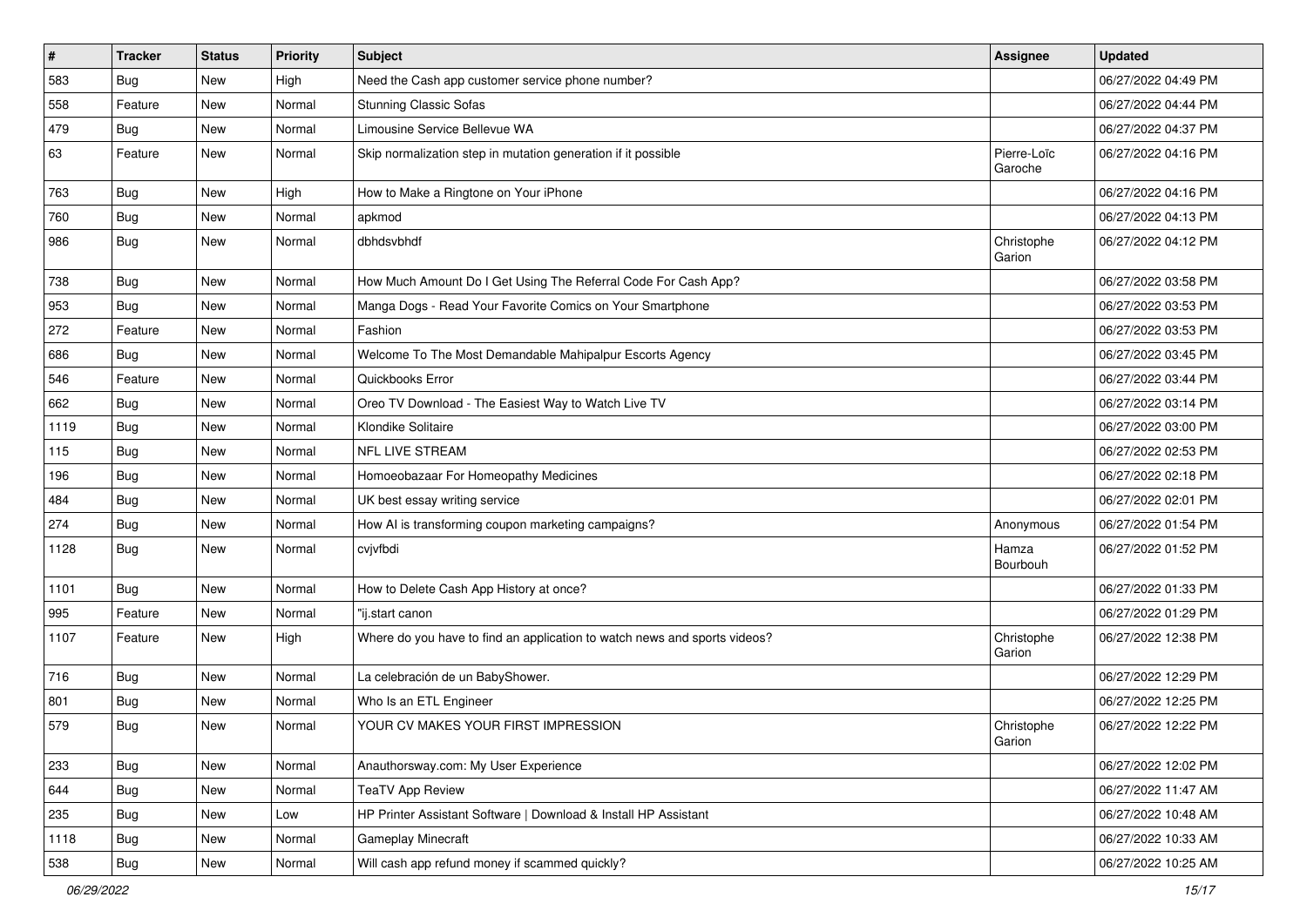| # | Tracker | Status | Priority | Subject | Assignee | Updated |
| --- | --- | --- | --- | --- | --- | --- |
| 583 | Bug | New | High | Need the Cash app customer service phone number? | | 06/27/2022 04:49 PM |
| 558 | Feature | New | Normal | Stunning Classic Sofas | | 06/27/2022 04:44 PM |
| 479 | Bug | New | Normal | Limousine Service Bellevue WA | | 06/27/2022 04:37 PM |
| 63 | Feature | New | Normal | Skip normalization step in mutation generation if it possible | Pierre-Loïc Garoche | 06/27/2022 04:16 PM |
| 763 | Bug | New | High | How to Make a Ringtone on Your iPhone | | 06/27/2022 04:16 PM |
| 760 | Bug | New | Normal | apkmod | | 06/27/2022 04:13 PM |
| 986 | Bug | New | Normal | dbhdsvbhdf | Christophe Garion | 06/27/2022 04:12 PM |
| 738 | Bug | New | Normal | How Much Amount Do I Get Using The Referral Code For Cash App? | | 06/27/2022 03:58 PM |
| 953 | Bug | New | Normal | Manga Dogs - Read Your Favorite Comics on Your Smartphone | | 06/27/2022 03:53 PM |
| 272 | Feature | New | Normal | Fashion | | 06/27/2022 03:53 PM |
| 686 | Bug | New | Normal | Welcome To The Most Demandable Mahipalpur Escorts Agency | | 06/27/2022 03:45 PM |
| 546 | Feature | New | Normal | Quickbooks Error | | 06/27/2022 03:44 PM |
| 662 | Bug | New | Normal | Oreo TV Download - The Easiest Way to Watch Live TV | | 06/27/2022 03:14 PM |
| 1119 | Bug | New | Normal | Klondike Solitaire | | 06/27/2022 03:00 PM |
| 115 | Bug | New | Normal | NFL LIVE STREAM | | 06/27/2022 02:53 PM |
| 196 | Bug | New | Normal | Homoeobazaar For Homeopathy Medicines | | 06/27/2022 02:18 PM |
| 484 | Bug | New | Normal | UK best essay writing service | | 06/27/2022 02:01 PM |
| 274 | Bug | New | Normal | How AI is transforming coupon marketing campaigns? | Anonymous | 06/27/2022 01:54 PM |
| 1128 | Bug | New | Normal | cvjvfbdi | Hamza Bourbouh | 06/27/2022 01:52 PM |
| 1101 | Bug | New | Normal | How to Delete Cash App History at once? | | 06/27/2022 01:33 PM |
| 995 | Feature | New | Normal | "ij.start canon | | 06/27/2022 01:29 PM |
| 1107 | Feature | New | High | Where do you have to find an application to watch news and sports videos? | Christophe Garion | 06/27/2022 12:38 PM |
| 716 | Bug | New | Normal | La celebración de un BabyShower. | | 06/27/2022 12:29 PM |
| 801 | Bug | New | Normal | Who Is an ETL Engineer | | 06/27/2022 12:25 PM |
| 579 | Bug | New | Normal | YOUR CV MAKES YOUR FIRST IMPRESSION | Christophe Garion | 06/27/2022 12:22 PM |
| 233 | Bug | New | Normal | Anauthorsway.com: My User Experience | | 06/27/2022 12:02 PM |
| 644 | Bug | New | Normal | TeaTV App Review | | 06/27/2022 11:47 AM |
| 235 | Bug | New | Low | HP Printer Assistant Software \| Download & Install HP Assistant | | 06/27/2022 10:48 AM |
| 1118 | Bug | New | Normal | Gameplay Minecraft | | 06/27/2022 10:33 AM |
| 538 | Bug | New | Normal | Will cash app refund money if scammed quickly? | | 06/27/2022 10:25 AM |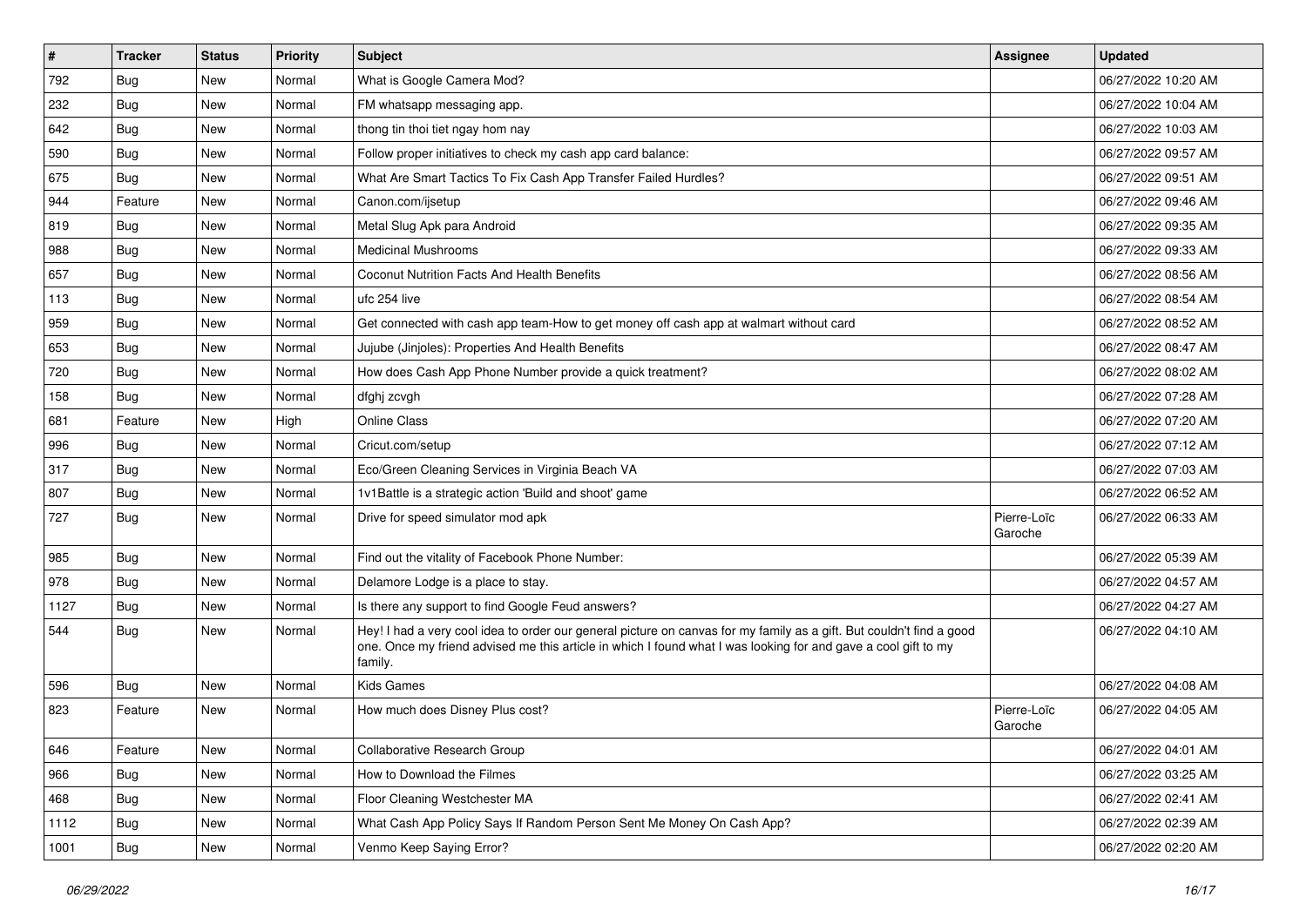| # | Tracker | Status | Priority | Subject | Assignee | Updated |
|---|---|---|---|---|---|---|
| 792 | Bug | New | Normal | What is Google Camera Mod? | | 06/27/2022 10:20 AM |
| 232 | Bug | New | Normal | FM whatsapp messaging app. | | 06/27/2022 10:04 AM |
| 642 | Bug | New | Normal | thong tin thoi tiet ngay hom nay | | 06/27/2022 10:03 AM |
| 590 | Bug | New | Normal | Follow proper initiatives to check my cash app card balance: | | 06/27/2022 09:57 AM |
| 675 | Bug | New | Normal | What Are Smart Tactics To Fix Cash App Transfer Failed Hurdles? | | 06/27/2022 09:51 AM |
| 944 | Feature | New | Normal | Canon.com/ijsetup | | 06/27/2022 09:46 AM |
| 819 | Bug | New | Normal | Metal Slug Apk para Android | | 06/27/2022 09:35 AM |
| 988 | Bug | New | Normal | Medicinal Mushrooms | | 06/27/2022 09:33 AM |
| 657 | Bug | New | Normal | Coconut Nutrition Facts And Health Benefits | | 06/27/2022 08:56 AM |
| 113 | Bug | New | Normal | ufc 254 live | | 06/27/2022 08:54 AM |
| 959 | Bug | New | Normal | Get connected with cash app team-How to get money off cash app at walmart without card | | 06/27/2022 08:52 AM |
| 653 | Bug | New | Normal | Jujube (Jinjoles): Properties And Health Benefits | | 06/27/2022 08:47 AM |
| 720 | Bug | New | Normal | How does Cash App Phone Number provide a quick treatment? | | 06/27/2022 08:02 AM |
| 158 | Bug | New | Normal | dfghj zcvgh | | 06/27/2022 07:28 AM |
| 681 | Feature | New | High | Online Class | | 06/27/2022 07:20 AM |
| 996 | Bug | New | Normal | Cricut.com/setup | | 06/27/2022 07:12 AM |
| 317 | Bug | New | Normal | Eco/Green Cleaning Services in Virginia Beach VA | | 06/27/2022 07:03 AM |
| 807 | Bug | New | Normal | 1v1Battle is a strategic action 'Build and shoot' game | | 06/27/2022 06:52 AM |
| 727 | Bug | New | Normal | Drive for speed simulator mod apk | Pierre-Loïc Garoche | 06/27/2022 06:33 AM |
| 985 | Bug | New | Normal | Find out the vitality of Facebook Phone Number: | | 06/27/2022 05:39 AM |
| 978 | Bug | New | Normal | Delamore Lodge is a place to stay. | | 06/27/2022 04:57 AM |
| 1127 | Bug | New | Normal | Is there any support to find Google Feud answers? | | 06/27/2022 04:27 AM |
| 544 | Bug | New | Normal | Hey! I had a very cool idea to order our general picture on canvas for my family as a gift. But couldn't find a good one. Once my friend advised me this article in which I found what I was looking for and gave a cool gift to my family. | | 06/27/2022 04:10 AM |
| 596 | Bug | New | Normal | Kids Games | | 06/27/2022 04:08 AM |
| 823 | Feature | New | Normal | How much does Disney Plus cost? | Pierre-Loïc Garoche | 06/27/2022 04:05 AM |
| 646 | Feature | New | Normal | Collaborative Research Group | | 06/27/2022 04:01 AM |
| 966 | Bug | New | Normal | How to Download the Filmes | | 06/27/2022 03:25 AM |
| 468 | Bug | New | Normal | Floor Cleaning Westchester MA | | 06/27/2022 02:41 AM |
| 1112 | Bug | New | Normal | What Cash App Policy Says If Random Person Sent Me Money On Cash App? | | 06/27/2022 02:39 AM |
| 1001 | Bug | New | Normal | Venmo Keep Saying Error? | | 06/27/2022 02:20 AM |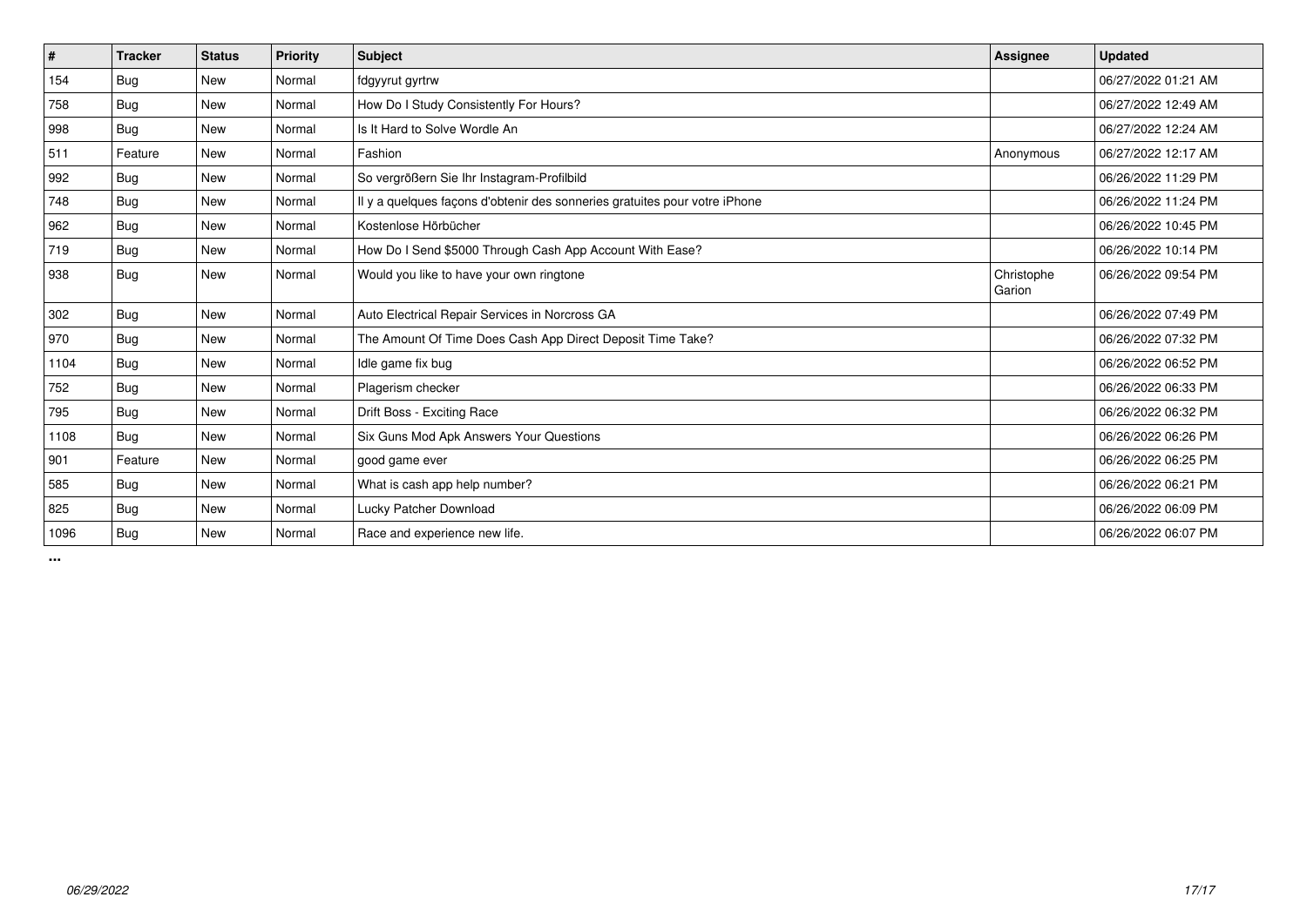| # | Tracker | Status | Priority | Subject | Assignee | Updated |
|---|---|---|---|---|---|---|
| 154 | Bug | New | Normal | fdgyyrut gyrtrw | | 06/27/2022 01:21 AM |
| 758 | Bug | New | Normal | How Do I Study Consistently For Hours? | | 06/27/2022 12:49 AM |
| 998 | Bug | New | Normal | Is It Hard to Solve Wordle An | | 06/27/2022 12:24 AM |
| 511 | Feature | New | Normal | Fashion | Anonymous | 06/27/2022 12:17 AM |
| 992 | Bug | New | Normal | So vergrößern Sie Ihr Instagram-Profilbild | | 06/26/2022 11:29 PM |
| 748 | Bug | New | Normal | Il y a quelques façons d'obtenir des sonneries gratuites pour votre iPhone | | 06/26/2022 11:24 PM |
| 962 | Bug | New | Normal | Kostenlose Hörbücher | | 06/26/2022 10:45 PM |
| 719 | Bug | New | Normal | How Do I Send $5000 Through Cash App Account With Ease? | | 06/26/2022 10:14 PM |
| 938 | Bug | New | Normal | Would you like to have your own ringtone | Christophe Garion | 06/26/2022 09:54 PM |
| 302 | Bug | New | Normal | Auto Electrical Repair Services in Norcross GA | | 06/26/2022 07:49 PM |
| 970 | Bug | New | Normal | The Amount Of Time Does Cash App Direct Deposit Time Take? | | 06/26/2022 07:32 PM |
| 1104 | Bug | New | Normal | Idle game fix bug | | 06/26/2022 06:52 PM |
| 752 | Bug | New | Normal | Plagerism checker | | 06/26/2022 06:33 PM |
| 795 | Bug | New | Normal | Drift Boss - Exciting Race | | 06/26/2022 06:32 PM |
| 1108 | Bug | New | Normal | Six Guns Mod Apk Answers Your Questions | | 06/26/2022 06:26 PM |
| 901 | Feature | New | Normal | good game ever | | 06/26/2022 06:25 PM |
| 585 | Bug | New | Normal | What is cash app help number? | | 06/26/2022 06:21 PM |
| 825 | Bug | New | Normal | Lucky Patcher Download | | 06/26/2022 06:09 PM |
| 1096 | Bug | New | Normal | Race and experience new life. | | 06/26/2022 06:07 PM |

...